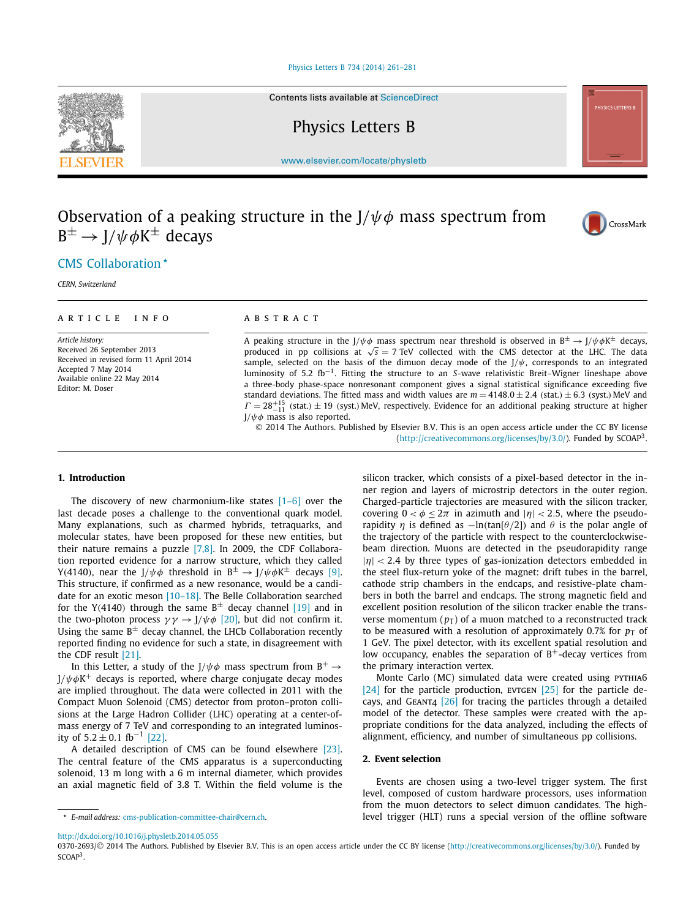# Observation of a peaking structure in the $J/\psi\phi$ mass spectrum from $B^{\pm} \to J/\psi\phi K^{\pm}$ decays

CMS Collaboration *

*CERN, Switzerland*

## ARTICLE INFO

*Article history:*
Received 26 September 2013
Received in revised form 11 April 2014
Accepted 7 May 2014
Available online 22 May 2014
Editor: M. Doser

## ABSTRACT

A peaking structure in the $J/\psi\phi$ mass spectrum near threshold is observed in $B^{\pm} \to J/\psi\phi K^{\pm}$ decays, produced in pp collisions at $\sqrt{s} = 7$ TeV collected with the CMS detector at the LHC. The data sample, selected on the basis of the dimuon decay mode of the $J/\psi$, corresponds to an integrated luminosity of 5.2 $\text{fb}^{-1}$. Fitting the structure to an *S*-wave relativistic Breit–Wigner lineshape above a three-body phase-space nonresonant component gives a signal statistical significance exceeding five standard deviations. The fitted mass and width values are $m = 4148.0 \pm 2.4$ (stat.) $\pm$ 6.3 (syst.) MeV and $\Gamma = 28^{+15}_{-11}$ (stat.) $\pm$ 19 (syst.) MeV, respectively. Evidence for an additional peaking structure at higher $J/\psi\phi$ mass is also reported.

© 2014 The Authors. Published by Elsevier B.V. This is an open access article under the CC BY license (http://creativecommons.org/licenses/by/3.0/). Funded by SCOAP[3].

## 1. Introduction

The discovery of new charmonium-like states [1–6] over the last decade poses a challenge to the conventional quark model. Many explanations, such as charmed hybrids, tetraquarks, and molecular states, have been proposed for these new entities, but their nature remains a puzzle [7,8]. In 2009, the CDF Collaboration reported evidence for a narrow structure, which they called Y(4140), near the $J/\psi\phi$ threshold in $B^{\pm} \to J/\psi\phi K^{\pm}$ decays [9]. This structure, if confirmed as a new resonance, would be a candidate for an exotic meson [10–18]. The Belle Collaboration searched for the Y(4140) through the same $B^{\pm}$ decay channel [19] and in the two-photon process $\gamma\gamma \to J/\psi\phi$ [20], but did not confirm it. Using the same $B^{\pm}$ decay channel, the LHCb Collaboration recently reported finding no evidence for such a state, in disagreement with the CDF result [21].

In this Letter, a study of the $J/\psi\phi$ mass spectrum from $B^{+} \to J/\psi\phi K^{+}$ decays is reported, where charge conjugate decay modes are implied throughout. The data were collected in 2011 with the Compact Muon Solenoid (CMS) detector from proton–proton collisions at the Large Hadron Collider (LHC) operating at a center-of-mass energy of 7 TeV and corresponding to an integrated luminosity of $5.2 \pm 0.1$ $\text{fb}^{-1}$ [22].

A detailed description of CMS can be found elsewhere [23]. The central feature of the CMS apparatus is a superconducting solenoid, 13 m long with a 6 m internal diameter, which provides an axial magnetic field of 3.8 T. Within the field volume is the silicon tracker, which consists of a pixel-based detector in the inner region and layers of microstrip detectors in the outer region. Charged-particle trajectories are measured with the silicon tracker, covering $0 < \phi \leq 2\pi$ in azimuth and $|\eta| < 2.5$, where the pseudorapidity $\eta$ is defined as $-\ln(\tan[\theta/2])$ and $\theta$ is the polar angle of the trajectory of the particle with respect to the counterclockwise-beam direction. Muons are detected in the pseudorapidity range $|\eta| < 2.4$ by three types of gas-ionization detectors embedded in the steel flux-return yoke of the magnet: drift tubes in the barrel, cathode strip chambers in the endcaps, and resistive-plate chambers in both the barrel and endcaps. The strong magnetic field and excellent position resolution of the silicon tracker enable the transverse momentum ($p_T$) of a muon matched to a reconstructed track to be measured with a resolution of approximately 0.7% for $p_T$ of 1 GeV. The pixel detector, with its excellent spatial resolution and low occupancy, enables the separation of $B^{+}$-decay vertices from the primary interaction vertex.

Monte Carlo (MC) simulated data were created using PYTHIA6 [24] for the particle production, EVTGEN [25] for the particle decays, and GEANT4 [26] for tracing the particles through a detailed model of the detector. These samples were created with the appropriate conditions for the data analyzed, including the effects of alignment, efficiency, and number of simultaneous pp collisions.

## 2. Event selection

Events are chosen using a two-level trigger system. The first level, composed of custom hardware processors, uses information from the muon detectors to select dimuon candidates. The high-level trigger (HLT) runs a special version of the offline software

\* *E-mail address:* cms-publication-committee-chair@cern.ch.

http://dx.doi.org/10.1016/j.physletb.2014.05.055
0370-2693/© 2014 The Authors. Published by Elsevier B.V. This is an open access article under the CC BY license (http://creativecommons.org/licenses/by/3.0/). Funded by SCOAP[3].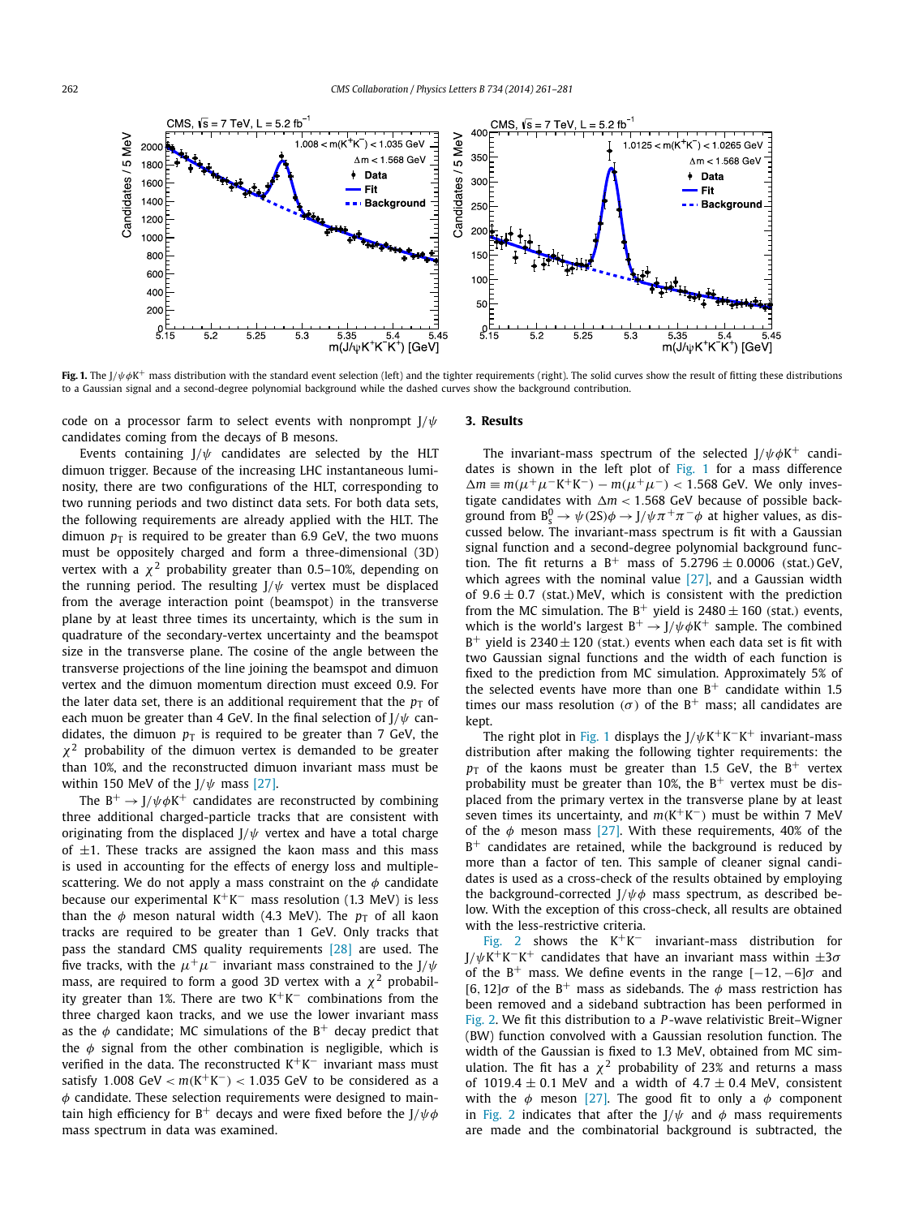**Fig. 1.** The $J/\psi\phi K^+$ mass distribution with the standard event selection (left) and the tighter requirements (right). The solid curves show the result of fitting these distributions to a Gaussian signal and a second-degree polynomial background while the dashed curves show the background contribution.

code on a processor farm to select events with nonprompt $J/\psi$ candidates coming from the decays of B mesons.

Events containing $J/\psi$ candidates are selected by the HLT dimuon trigger. Because of the increasing LHC instantaneous luminosity, there are two configurations of the HLT, corresponding to two running periods and two distinct data sets. For both data sets, the following requirements are already applied with the HLT. The dimuon $p_T$ is required to be greater than 6.9 GeV, the two muons must be oppositely charged and form a three-dimensional (3D) vertex with a $\chi^2$ probability greater than 0.5–10%, depending on the running period. The resulting $J/\psi$ vertex must be displaced from the average interaction point (beamspot) in the transverse plane by at least three times its uncertainty, which is the sum in quadrature of the secondary-vertex uncertainty and the beamspot size in the transverse plane. The cosine of the angle between the transverse projections of the line joining the beamspot and dimuon vertex and the dimuon momentum direction must exceed 0.9. For the later data set, there is an additional requirement that the $p_T$ of each muon be greater than 4 GeV. In the final selection of $J/\psi$ candidates, the dimuon $p_T$ is required to be greater than 7 GeV, the $\chi^2$ probability of the dimuon vertex is demanded to be greater than 10%, and the reconstructed dimuon invariant mass must be within 150 MeV of the $J/\psi$ mass [27].

The $B^+ \to J/\psi\phi K^+$ candidates are reconstructed by combining three additional charged-particle tracks that are consistent with originating from the displaced $J/\psi$ vertex and have a total charge of $\pm 1$. These tracks are assigned the kaon mass and this mass is used in accounting for the effects of energy loss and multiple-scattering. We do not apply a mass constraint on the $\phi$ candidate because our experimental $K^+K^-$ mass resolution (1.3 MeV) is less than the $\phi$ meson natural width (4.3 MeV). The $p_T$ of all kaon tracks are required to be greater than 1 GeV. Only tracks that pass the standard CMS quality requirements [28] are used. The five tracks, with the $\mu^+\mu^-$ invariant mass constrained to the $J/\psi$ mass, are required to form a good 3D vertex with a $\chi^2$ probability greater than 1%. There are two $K^+K^-$ combinations from the three charged kaon tracks, and we use the lower invariant mass as the $\phi$ candidate; MC simulations of the $B^+$ decay predict that the $\phi$ signal from the other combination is negligible, which is verified in the data. The reconstructed $K^+K^-$ invariant mass must satisfy $1.008 \text{ GeV} < m(K^+K^-) < 1.035$ GeV to be considered as a $\phi$ candidate. These selection requirements were designed to maintain high efficiency for $B^+$ decays and were fixed before the $J/\psi\phi$ mass spectrum in data was examined.

## 3. Results

The invariant-mass spectrum of the selected $J/\psi\phi K^+$ candidates is shown in the left plot of Fig. 1 for a mass difference $\Delta m \equiv m(\mu^+\mu^-K^+K^-) - m(\mu^+\mu^-) < 1.568$ GeV. We only investigate candidates with $\Delta m < 1.568$ GeV because of possible background from $B_s^0 \to \psi(2S)\phi \to J/\psi\pi^+\pi^-\phi$ at higher values, as discussed below. The invariant-mass spectrum is fit with a Gaussian signal function and a second-degree polynomial background function. The fit returns a $B^+$ mass of $5.2796 \pm 0.0006$ (stat.) GeV, which agrees with the nominal value [27], and a Gaussian width of $9.6 \pm 0.7$ (stat.) MeV, which is consistent with the prediction from the MC simulation. The $B^+$ yield is $2480 \pm 160$ (stat.) events, which is the world's largest $B^+ \to J/\psi\phi K^+$ sample. The combined $B^+$ yield is $2340 \pm 120$ (stat.) events when each data set is fit with two Gaussian signal functions and the width of each function is fixed to the prediction from MC simulation. Approximately 5% of the selected events have more than one $B^+$ candidate within 1.5 times our mass resolution ($\sigma$) of the $B^+$ mass; all candidates are kept.

The right plot in Fig. 1 displays the $J/\psi K^+K^-K^+$ invariant-mass distribution after making the following tighter requirements: the $p_T$ of the kaons must be greater than 1.5 GeV, the $B^+$ vertex probability must be greater than 10%, the $B^+$ vertex must be displaced from the primary vertex in the transverse plane by at least seven times its uncertainty, and $m(K^+K^-)$ must be within 7 MeV of the $\phi$ meson mass [27]. With these requirements, 40% of the $B^+$ candidates are retained, while the background is reduced by more than a factor of ten. This sample of cleaner signal candidates is used as a cross-check of the results obtained by employing the background-corrected $J/\psi\phi$ mass spectrum, as described below. With the exception of this cross-check, all results are obtained with the less-restrictive criteria.

Fig. 2 shows the $K^+K^-$ invariant-mass distribution for $J/\psi K^+K^-K^+$ candidates that have an invariant mass within $\pm 3\sigma$ of the $B^+$ mass. We define events in the range $[-12, -6]\sigma$ and $[6, 12]\sigma$ of the $B^+$ mass as sidebands. The $\phi$ mass restriction has been removed and a sideband subtraction has been performed in Fig. 2. We fit this distribution to a $P$-wave relativistic Breit–Wigner (BW) function convolved with a Gaussian resolution function. The width of the Gaussian is fixed to 1.3 MeV, obtained from MC simulation. The fit has a $\chi^2$ probability of 23% and returns a mass of $1019.4 \pm 0.1$ MeV and a width of $4.7 \pm 0.4$ MeV, consistent with the $\phi$ meson [27]. The good fit to only a $\phi$ component in Fig. 2 indicates that after the $J/\psi$ and $\phi$ mass requirements are made and the combinatorial background is subtracted, the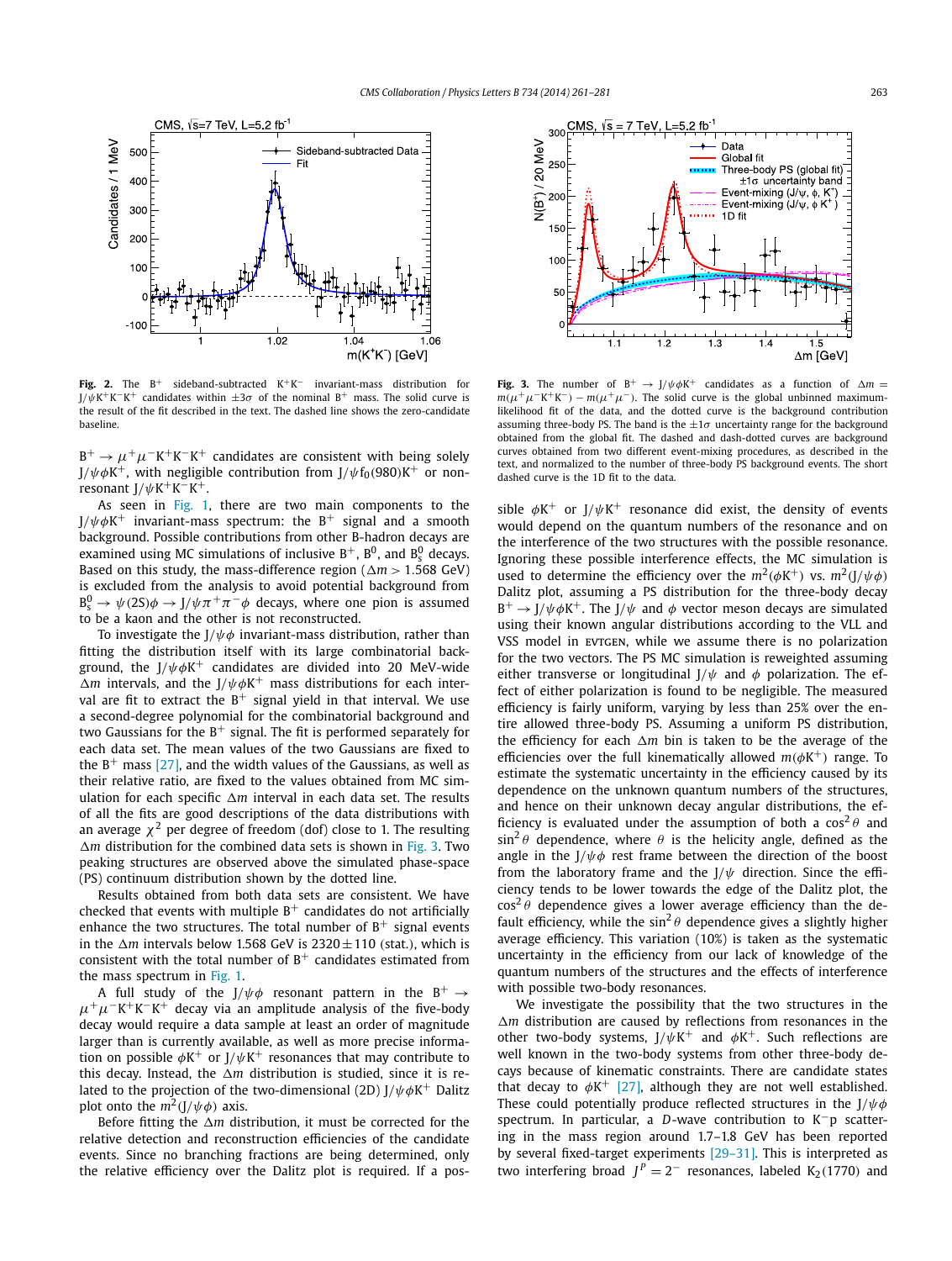**Fig. 2.** The $B^+$ sideband-subtracted $K^+K^-$ invariant-mass distribution for $J/\psi K^+K^-K^+$ candidates within $\pm 3\sigma$ of the nominal $B^+$ mass. The solid curve is the result of the fit described in the text. The dashed line shows the zero-candidate baseline.

**Fig. 3.** The number of $B^+ \to J/\psi \phi K^+$ candidates as a function of $\Delta m = m(\mu^+\mu^-K^+K^-) - m(\mu^+\mu^-)$. The solid curve is the global unbinned maximum-likelihood fit of the data, and the dotted curve is the background contribution assuming three-body PS. The band is the $\pm 1\sigma$ uncertainty range for the background obtained from the global fit. The dashed and dash-dotted curves are background curves obtained from two different event-mixing procedures, as described in the text, and normalized to the number of three-body PS background events. The short dashed curve is the 1D fit to the data.

$B^+ \to \mu^+\mu^-K^+K^-K^+$ candidates are consistent with being solely $J/\psi \phi K^+$, with negligible contribution from $J/\psi f_0(980)K^+$ or nonresonant $J/\psi K^+K^-K^+$.

As seen in Fig. 1, there are two main components to the $J/\psi \phi K^+$ invariant-mass spectrum: the $B^+$ signal and a smooth background. Possible contributions from other B-hadron decays are examined using MC simulations of inclusive $B^+$, $B^0$, and $B_s^0$ decays. Based on this study, the mass-difference region ($\Delta m > 1.568$ GeV) is excluded from the analysis to avoid potential background from $B_s^0 \to \psi(2S)\phi \to J/\psi \pi^+\pi^-\phi$ decays, where one pion is assumed to be a kaon and the other is not reconstructed.

To investigate the $J/\psi\phi$ invariant-mass distribution, rather than fitting the distribution itself with its large combinatorial background, the $J/\psi \phi K^+$ candidates are divided into 20 MeV-wide $\Delta m$ intervals, and the $J/\psi \phi K^+$ mass distributions for each interval are fit to extract the $B^+$ signal yield in that interval. We use a second-degree polynomial for the combinatorial background and two Gaussians for the $B^+$ signal. The fit is performed separately for each data set. The mean values of the two Gaussians are fixed to the $B^+$ mass [27], and the width values of the Gaussians, as well as their relative ratio, are fixed to the values obtained from MC simulation for each specific $\Delta m$ interval in each data set. The results of all the fits are good descriptions of the data distributions with an average $\chi^2$ per degree of freedom (dof) close to 1. The resulting $\Delta m$ distribution for the combined data sets is shown in Fig. 3. Two peaking structures are observed above the simulated phase-space (PS) continuum distribution shown by the dotted line.

Results obtained from both data sets are consistent. We have checked that events with multiple $B^+$ candidates do not artificially enhance the two structures. The total number of $B^+$ signal events in the $\Delta m$ intervals below 1.568 GeV is $2320 \pm 110$ (stat.), which is consistent with the total number of $B^+$ candidates estimated from the mass spectrum in Fig. 1.

A full study of the $J/\psi\phi$ resonant pattern in the $B^+ \to \mu^+\mu^-K^+K^-K^+$ decay via an amplitude analysis of the five-body decay would require a data sample at least an order of magnitude larger than is currently available, as well as more precise information on possible $\phi K^+$ or $J/\psi K^+$ resonances that may contribute to this decay. Instead, the $\Delta m$ distribution is studied, since it is related to the projection of the two-dimensional (2D) $J/\psi\phi K^+$ Dalitz plot onto the $m^2(J/\psi\phi)$ axis.

Before fitting the $\Delta m$ distribution, it must be corrected for the relative detection and reconstruction efficiencies of the candidate events. Since no branching fractions are being determined, only the relative efficiency over the Dalitz plot is required. If a possible $\phi K^+$ or $J/\psi K^+$ resonance did exist, the density of events would depend on the quantum numbers of the resonance and on the interference of the two structures with the possible resonance. Ignoring these possible interference effects, the MC simulation is used to determine the efficiency over the $m^2(\phi K^+)$ vs. $m^2(J/\psi\phi)$ Dalitz plot, assuming a PS distribution for the three-body decay $B^+ \to J/\psi\phi K^+$. The $J/\psi$ and $\phi$ vector meson decays are simulated using their known angular distributions according to the VLL and VSS model in EVTGEN, while we assume there is no polarization for the two vectors. The PS MC simulation is reweighted assuming either transverse or longitudinal $J/\psi$ and $\phi$ polarization. The effect of either polarization is found to be negligible. The measured efficiency is fairly uniform, varying by less than 25% over the entire allowed three-body PS. Assuming a uniform PS distribution, the efficiency for each $\Delta m$ bin is taken to be the average of the efficiencies over the full kinematically allowed $m(\phi K^+)$ range. To estimate the systematic uncertainty in the efficiency caused by its dependence on the unknown quantum numbers of the structures, and hence on their unknown decay angular distributions, the efficiency is evaluated under the assumption of both a $\cos^2\theta$ and $\sin^2\theta$ dependence, where $\theta$ is the helicity angle, defined as the angle in the $J/\psi\phi$ rest frame between the direction of the boost from the laboratory frame and the $J/\psi$ direction. Since the efficiency tends to be lower towards the edge of the Dalitz plot, the $\cos^2\theta$ dependence gives a lower average efficiency than the default efficiency, while the $\sin^2\theta$ dependence gives a slightly higher average efficiency. This variation (10%) is taken as the systematic uncertainty in the efficiency from our lack of knowledge of the quantum numbers of the structures and the effects of interference with possible two-body resonances.

We investigate the possibility that the two structures in the $\Delta m$ distribution are caused by reflections from resonances in the other two-body systems, $J/\psi K^+$ and $\phi K^+$. Such reflections are well known in the two-body systems from other three-body decays because of kinematic constraints. There are candidate states that decay to $\phi K^+$ [27], although they are not well established. These could potentially produce reflected structures in the $J/\psi\phi$ spectrum. In particular, a *D*-wave contribution to $K^-p$ scattering in the mass region around 1.7–1.8 GeV has been reported by several fixed-target experiments [29–31]. This is interpreted as two interfering broad $J^P = 2^-$ resonances, labeled $K_2(1770)$ and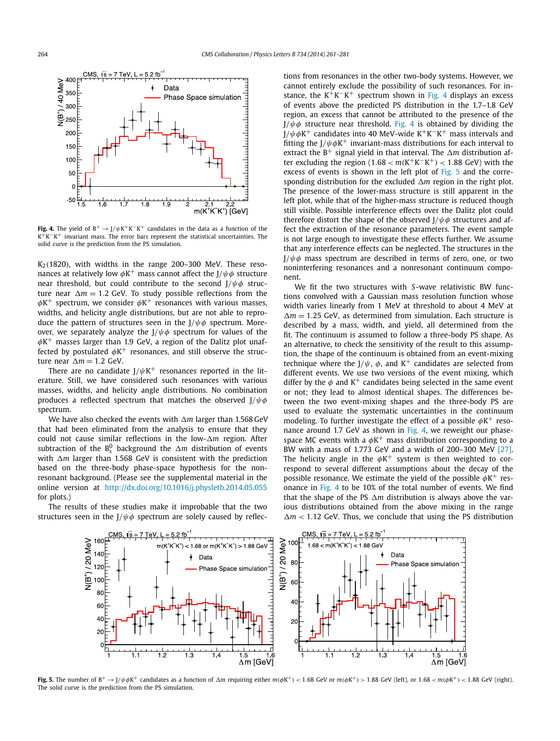Fig. 4. The yield of $B^+ \to J/\psi K^+K^-K^+$ candidates in the data as a function of the $K^+K^-K^+$ invariant mass. The error bars represent the statistical uncertainties. The solid curve is the prediction from the PS simulation.

$K_2(1820)$, with widths in the range 200–300 MeV. These resonances at relatively low $\phi K^+$ mass cannot affect the $J/\psi\phi$ structure near threshold, but could contribute to the second $J/\psi\phi$ structure near $\Delta m = 1.2$ GeV. To study possible reflections from the $\phi K^+$ spectrum, we consider $\phi K^+$ resonances with various masses, widths, and helicity angle distributions, but are not able to reproduce the pattern of structures seen in the $J/\psi\phi$ spectrum. Moreover, we separately analyze the $J/\psi\phi$ spectrum for values of the $\phi K^+$ masses larger than 1.9 GeV, a region of the Dalitz plot unaffected by postulated $\phi K^+$ resonances, and still observe the structure near $\Delta m = 1.2$ GeV.

There are no candidate $J/\psi K^+$ resonances reported in the literature. Still, we have considered such resonances with various masses, widths, and helicity angle distributions. No combination produces a reflected spectrum that matches the observed $J/\psi\phi$ spectrum.

We have also checked the events with $\Delta m$ larger than 1.568 GeV that had been eliminated from the analysis to ensure that they could not cause similar reflections in the low-$\Delta m$ region. After subtraction of the $B_s^0$ background the $\Delta m$ distribution of events with $\Delta m$ larger than 1.568 GeV is consistent with the prediction based on the three-body phase-space hypothesis for the nonresonant background. (Please see the supplemental material in the online version at http://dx.doi.org/10.1016/j.physletb.2014.05.055 for plots.)

The results of these studies make it improbable that the two structures seen in the $J/\psi\phi$ spectrum are solely caused by reflections from resonances in the other two-body systems. However, we cannot entirely exclude the possibility of such resonances. For instance, the $K^+K^-K^+$ spectrum shown in Fig. 4 displays an excess of events above the predicted PS distribution in the 1.7–1.8 GeV region, an excess that cannot be attributed to the presence of the $J/\psi\phi$ structure near threshold. Fig. 4 is obtained by dividing the $J/\psi\phi K^+$ candidates into 40 MeV-wide $K^+K^-K^+$ mass intervals and fitting the $J/\psi\phi K^+$ invariant-mass distributions for each interval to extract the $B^+$ signal yield in that interval. The $\Delta m$ distribution after excluding the region $(1.68 < m(K^+K^-K^+) < 1.88$ GeV$)$ with the excess of events is shown in the left plot of Fig. 5 and the corresponding distribution for the excluded $\Delta m$ region in the right plot. The presence of the lower-mass structure is still apparent in the left plot, while that of the higher-mass structure is reduced though still visible. Possible interference effects over the Dalitz plot could therefore distort the shape of the observed $J/\psi\phi$ structures and affect the extraction of the resonance parameters. The event sample is not large enough to investigate these effects further. We assume that any interference effects can be neglected. The structures in the $J/\psi\phi$ mass spectrum are described in terms of zero, one, or two noninterfering resonances and a nonresonant continuum component.

We fit the two structures with $S$-wave relativistic BW functions convolved with a Gaussian mass resolution function whose width varies linearly from 1 MeV at threshold to about 4 MeV at $\Delta m = 1.25$ GeV, as determined from simulation. Each structure is described by a mass, width, and yield, all determined from the fit. The continuum is assumed to follow a three-body PS shape. As an alternative, to check the sensitivity of the result to this assumption, the shape of the continuum is obtained from an event-mixing technique where the $J/\psi$, $\phi$, and $K^+$ candidates are selected from different events. We use two versions of the event mixing, which differ by the $\phi$ and $K^+$ candidates being selected in the same event or not; they lead to almost identical shapes. The differences between the two event-mixing shapes and the three-body PS are used to evaluate the systematic uncertainties in the continuum modeling. To further investigate the effect of a possible $\phi K^+$ resonance around 1.7 GeV as shown in Fig. 4, we reweight our phase-space MC events with a $\phi K^+$ mass distribution corresponding to a BW with a mass of 1.773 GeV and a width of 200–300 MeV [27]. The helicity angle in the $\phi K^+$ system is then weighted to correspond to several different assumptions about the decay of the possible resonance. We estimate the yield of the possible $\phi K^+$ resonance in Fig. 4 to be 10% of the total number of events. We find that the shape of the PS $\Delta m$ distribution is always above the various distributions obtained from the above mixing in the range $\Delta m < 1.12$ GeV. Thus, we conclude that using the PS distribution

Fig. 5. The number of $B^+ \to J/\psi\phi K^+$ candidates as a function of $\Delta m$ requiring either $m(\phi K^+) < 1.68$ GeV or $m(\phi K^+) > 1.88$ GeV (left), or $1.68 < m(\phi K^+) < 1.88$ GeV (right). The solid curve is the prediction from the PS simulation.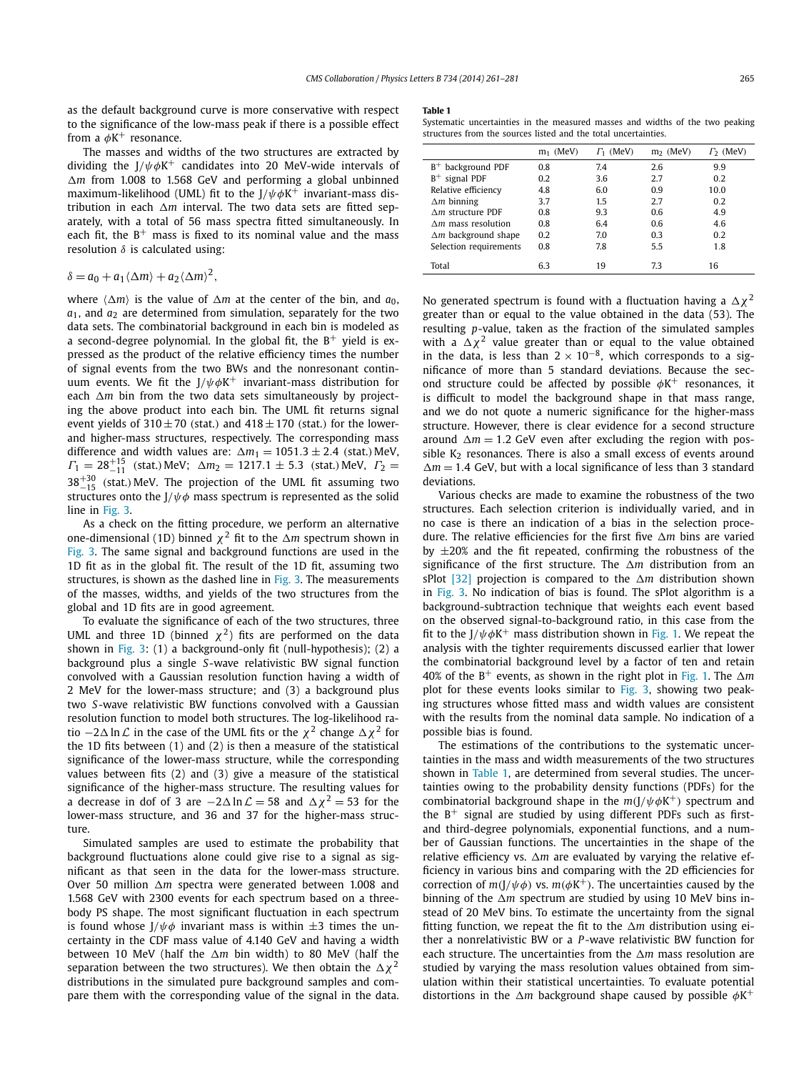as the default background curve is more conservative with respect to the significance of the low-mass peak if there is a possible effect from a $\phi K^+$ resonance.

The masses and widths of the two structures are extracted by dividing the $J/\psi\phi K^+$ candidates into 20 MeV-wide intervals of $\Delta m$ from 1.008 to 1.568 GeV and performing a global unbinned maximum-likelihood (UML) fit to the $J/\psi\phi K^+$ invariant-mass distribution in each $\Delta m$ interval. The two data sets are fitted separately, with a total of 56 mass spectra fitted simultaneously. In each fit, the $B^+$ mass is fixed to its nominal value and the mass resolution $\delta$ is calculated using:

$$\delta = a_0 + a_1\langle\Delta m\rangle + a_2\langle\Delta m\rangle^2,$$

where $\langle\Delta m\rangle$ is the value of $\Delta m$ at the center of the bin, and $a_0$, $a_1$, and $a_2$ are determined from simulation, separately for the two data sets. The combinatorial background in each bin is modeled as a second-degree polynomial. In the global fit, the $B^+$ yield is expressed as the product of the relative efficiency times the number of signal events from the two BWs and the nonresonant continuum events. We fit the $J/\psi\phi K^+$ invariant-mass distribution for each $\Delta m$ bin from the two data sets simultaneously by projecting the above product into each bin. The UML fit returns signal event yields of $310 \pm 70$ (stat.) and $418 \pm 170$ (stat.) for the lower- and higher-mass structures, respectively. The corresponding mass difference and width values are: $\Delta m_1 = 1051.3 \pm 2.4$ (stat.) MeV, $\Gamma_1 = 28^{+15}_{-11}$ (stat.) MeV; $\Delta m_2 = 1217.1 \pm 5.3$ (stat.) MeV, $\Gamma_2 = 38^{+30}_{-15}$ (stat.) MeV. The projection of the UML fit assuming two structures onto the $J/\psi\phi$ mass spectrum is represented as the solid line in Fig. 3.

As a check on the fitting procedure, we perform an alternative one-dimensional (1D) binned $\chi^2$ fit to the $\Delta m$ spectrum shown in Fig. 3. The same signal and background functions are used in the 1D fit as in the global fit. The result of the 1D fit, assuming two structures, is shown as the dashed line in Fig. 3. The measurements of the masses, widths, and yields of the two structures from the global and 1D fits are in good agreement.

To evaluate the significance of each of the two structures, three UML and three 1D (binned $\chi^2$) fits are performed on the data shown in Fig. 3: (1) a background-only fit (null-hypothesis); (2) a background plus a single *S*-wave relativistic BW signal function convolved with a Gaussian resolution function having a width of 2 MeV for the lower-mass structure; and (3) a background plus two *S*-wave relativistic BW functions convolved with a Gaussian resolution function to model both structures. The log-likelihood ratio $-2\Delta\ln\mathcal{L}$ in the case of the UML fits or the $\chi^2$ change $\Delta\chi^2$ for the 1D fits between (1) and (2) is then a measure of the statistical significance of the lower-mass structure, while the corresponding values between fits (2) and (3) give a measure of the statistical significance of the higher-mass structure. The resulting values for a decrease in dof of 3 are $-2\Delta\ln\mathcal{L} = 58$ and $\Delta\chi^2 = 53$ for the lower-mass structure, and 36 and 37 for the higher-mass structure.

Simulated samples are used to estimate the probability that background fluctuations alone could give rise to a signal as significant as that seen in the data for the lower-mass structure. Over 50 million $\Delta m$ spectra were generated between 1.008 and 1.568 GeV with 2300 events for each spectrum based on a three-body PS shape. The most significant fluctuation in each spectrum is found whose $J/\psi\phi$ invariant mass is within $\pm 3$ times the uncertainty in the CDF mass value of 4.140 GeV and having a width between 10 MeV (half the $\Delta m$ bin width) to 80 MeV (half the separation between the two structures). We then obtain the $\Delta\chi^2$ distributions in the simulated pure background samples and compare them with the corresponding value of the signal in the data. No generated spectrum is found with a fluctuation having a $\Delta\chi^2$ greater than or equal to the value obtained in the data (53). The resulting *p*-value, taken as the fraction of the simulated samples with a $\Delta\chi^2$ value greater than or equal to the value obtained in the data, is less than $2 \times 10^{-8}$, which corresponds to a significance of more than 5 standard deviations. Because the second structure could be affected by possible $\phi K^+$ resonances, it is difficult to model the background shape in that mass range, and we do not quote a numeric significance for the higher-mass structure. However, there is clear evidence for a second structure around $\Delta m = 1.2$ GeV even after excluding the region with possible $K_2$ resonances. There is also a small excess of events around $\Delta m = 1.4$ GeV, but with a local significance of less than 3 standard deviations.

Various checks are made to examine the robustness of the two structures. Each selection criterion is individually varied, and in no case is there an indication of a bias in the selection procedure. The relative efficiencies for the first five $\Delta m$ bins are varied by $\pm 20\%$ and the fit repeated, confirming the robustness of the significance of the first structure. The $\Delta m$ distribution from an sPlot [32] projection is compared to the $\Delta m$ distribution shown in Fig. 3. No indication of bias is found. The sPlot algorithm is a background-subtraction technique that weights each event based on the observed signal-to-background ratio, in this case from the fit to the $J/\psi\phi K^+$ mass distribution shown in Fig. 1. We repeat the analysis with the tighter requirements discussed earlier that lower the combinatorial background level by a factor of ten and retain 40% of the $B^+$ events, as shown in the right plot in Fig. 1. The $\Delta m$ plot for these events looks similar to Fig. 3, showing two peaking structures whose fitted mass and width values are consistent with the results from the nominal data sample. No indication of a possible bias is found.

The estimations of the contributions to the systematic uncertainties in the mass and width measurements of the two structures shown in Table 1, are determined from several studies. The uncertainties owing to the probability density functions (PDFs) for the combinatorial background shape in the $m(J/\psi\phi K^+)$ spectrum and the $B^+$ signal are studied by using different PDFs such as first- and third-degree polynomials, exponential functions, and a number of Gaussian functions. The uncertainties in the shape of the relative efficiency vs. $\Delta m$ are evaluated by varying the relative efficiency in various bins and comparing with the 2D efficiencies for correction of $m(J/\psi\phi)$ vs. $m(\phi K^+)$. The uncertainties caused by the binning of the $\Delta m$ spectrum are studied by using 10 MeV bins instead of 20 MeV bins. To estimate the uncertainty from the signal fitting function, we repeat the fit to the $\Delta m$ distribution using either a nonrelativistic BW or a *P*-wave relativistic BW function for each structure. The uncertainties from the $\Delta m$ mass resolution are studied by varying the mass resolution values obtained from simulation within their statistical uncertainties. To evaluate potential distortions in the $\Delta m$ background shape caused by possible $\phi K^+$

**Table 1**
Systematic uncertainties in the measured masses and widths of the two peaking structures from the sources listed and the total uncertainties.

| | $m_1$ (MeV) | $\Gamma_1$ (MeV) | $m_2$ (MeV) | $\Gamma_2$ (MeV) |
|---|---|---|---|---|
| $B^+$ background PDF | 0.8 | 7.4 | 2.6 | 9.9 |
| $B^+$ signal PDF | 0.2 | 3.6 | 2.7 | 0.2 |
| Relative efficiency | 4.8 | 6.0 | 0.9 | 10.0 |
| $\Delta m$ binning | 3.7 | 1.5 | 2.7 | 0.2 |
| $\Delta m$ structure PDF | 0.8 | 9.3 | 0.6 | 4.9 |
| $\Delta m$ mass resolution | 0.8 | 6.4 | 0.6 | 4.6 |
| $\Delta m$ background shape | 0.2 | 7.0 | 0.3 | 0.2 |
| Selection requirements | 0.8 | 7.8 | 5.5 | 1.8 |
| Total | 6.3 | 19 | 7.3 | 16 |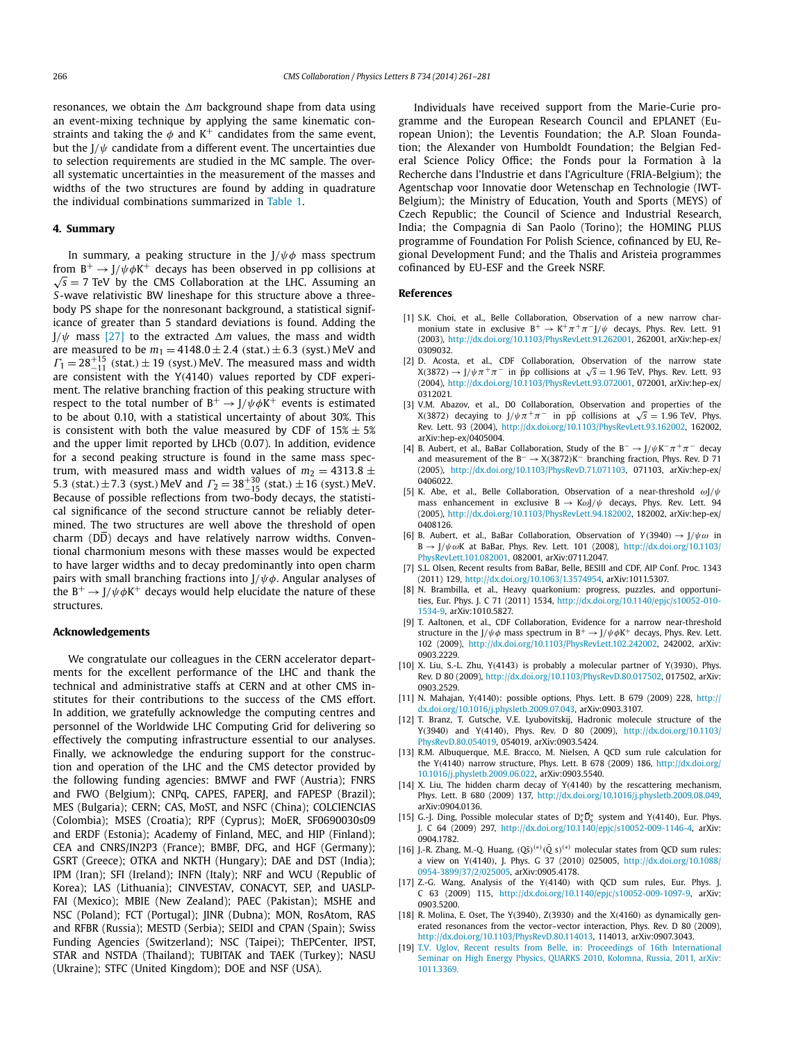resonances, we obtain the $\Delta m$ background shape from data using an event-mixing technique by applying the same kinematic constraints and taking the $\phi$ and $K^+$ candidates from the same event, but the $J/\psi$ candidate from a different event. The uncertainties due to selection requirements are studied in the MC sample. The overall systematic uncertainties in the measurement of the masses and widths of the two structures are found by adding in quadrature the individual combinations summarized in Table 1.

## 4. Summary

In summary, a peaking structure in the $J/\psi\phi$ mass spectrum from $B^+ \to J/\psi\phi K^+$ decays has been observed in pp collisions at $\sqrt{s} = 7$ TeV by the CMS Collaboration at the LHC. Assuming an $S$-wave relativistic BW lineshape for this structure above a three-body PS shape for the nonresonant background, a statistical significance of greater than 5 standard deviations is found. Adding the $J/\psi$ mass [27] to the extracted $\Delta m$ values, the mass and width are measured to be $m_1 = 4148.0 \pm 2.4$ (stat.) $\pm 6.3$ (syst.) MeV and $\Gamma_1 = 28^{+15}_{-11}$ (stat.) $\pm 19$ (syst.) MeV. The measured mass and width are consistent with the Y(4140) values reported by CDF experiment. The relative branching fraction of this peaking structure with respect to the total number of $B^+ \to J/\psi\phi K^+$ events is estimated to be about 0.10, with a statistical uncertainty of about 30%. This is consistent with both the value measured by CDF of $15\% \pm 5\%$ and the upper limit reported by LHCb (0.07). In addition, evidence for a second peaking structure is found in the same mass spectrum, with mass and width values of $m_2 = 4313.8 \pm 5.3$ (stat.) $\pm 7.3$ (syst.) MeV and $\Gamma_2 = 38^{+30}_{-15}$ (stat.) $\pm 16$ (syst.) MeV. Because of possible reflections from two-body decays, the statistical significance of the second structure cannot be reliably determined. The two structures are well above the threshold of open charm ($D\bar{D}$) decays and have relatively narrow widths. Conventional charmonium mesons with these masses would be expected to have larger widths and to decay predominantly into open charm pairs with small branching fractions into $J/\psi\phi$. Angular analyses of the $B^+ \to J/\psi\phi K^+$ decays would help elucidate the nature of these structures.

## Acknowledgements

We congratulate our colleagues in the CERN accelerator departments for the excellent performance of the LHC and thank the technical and administrative staffs at CERN and at other CMS institutes for their contributions to the success of the CMS effort. In addition, we gratefully acknowledge the computing centres and personnel of the Worldwide LHC Computing Grid for delivering so effectively the computing infrastructure essential to our analyses. Finally, we acknowledge the enduring support for the construction and operation of the LHC and the CMS detector provided by the following funding agencies: BMWF and FWF (Austria); FNRS and FWO (Belgium); CNPq, CAPES, FAPERJ, and FAPESP (Brazil); MES (Bulgaria); CERN; CAS, MoST, and NSFC (China); COLCIENCIAS (Colombia); MSES (Croatia); RPF (Cyprus); MoER, SF0690030s09 and ERDF (Estonia); Academy of Finland, MEC, and HIP (Finland); CEA and CNRS/IN2P3 (France); BMBF, DFG, and HGF (Germany); GSRT (Greece); OTKA and NKTH (Hungary); DAE and DST (India); IPM (Iran); SFI (Ireland); INFN (Italy); NRF and WCU (Republic of Korea); LAS (Lithuania); CINVESTAV, CONACYT, SEP, and UASLP-FAI (Mexico); MBIE (New Zealand); PAEC (Pakistan); MSHE and NSC (Poland); FCT (Portugal); JINR (Dubna); MON, RosAtom, RAS and RFBR (Russia); MESTD (Serbia); SEIDI and CPAN (Spain); Swiss Funding Agencies (Switzerland); NSC (Taipei); ThEPCenter, IPST, STAR and NSTDA (Thailand); TUBITAK and TAEK (Turkey); NASU (Ukraine); STFC (United Kingdom); DOE and NSF (USA).

Individuals have received support from the Marie-Curie programme and the European Research Council and EPLANET (European Union); the Leventis Foundation; the A.P. Sloan Foundation; the Alexander von Humboldt Foundation; the Belgian Federal Science Policy Office; the Fonds pour la Formation à la Recherche dans l'Industrie et dans l'Agriculture (FRIA-Belgium); the Agentschap voor Innovatie door Wetenschap en Technologie (IWT-Belgium); the Ministry of Education, Youth and Sports (MEYS) of Czech Republic; the Council of Science and Industrial Research, India; the Compagnia di San Paolo (Torino); the HOMING PLUS programme of Foundation For Polish Science, cofinanced by EU, Regional Development Fund; and the Thalis and Aristeia programmes cofinanced by EU-ESF and the Greek NSRF.

## References

[1] S.K. Choi, et al., Belle Collaboration, Observation of a new narrow charmonium state in exclusive $B^+ \to K^+\pi^+\pi^- J/\psi$ decays, Phys. Rev. Lett. 91 (2003), http://dx.doi.org/10.1103/PhysRevLett.91.262001, 262001, arXiv:hep-ex/0309032.

[2] D. Acosta, et al., CDF Collaboration, Observation of the narrow state $X(3872) \to J/\psi\pi^+\pi^-$ in $\bar{p}p$ collisions at $\sqrt{s} = 1.96$ TeV, Phys. Rev. Lett. 93 (2004), http://dx.doi.org/10.1103/PhysRevLett.93.072001, 072001, arXiv:hep-ex/0312021.

[3] V.M. Abazov, et al., D0 Collaboration, Observation and properties of the $X(3872)$ decaying to $J/\psi\pi^+\pi^-$ in $p\bar{p}$ collisions at $\sqrt{s} = 1.96$ TeV, Phys. Rev. Lett. 93 (2004), http://dx.doi.org/10.1103/PhysRevLett.93.162002, 162002, arXiv:hep-ex/0405004.

[4] B. Aubert, et al., BaBar Collaboration, Study of the $B^- \to J/\psi K^-\pi^+\pi^-$ decay and measurement of the $B^- \to X(3872)K^-$ branching fraction, Phys. Rev. D 71 (2005), http://dx.doi.org/10.1103/PhysRevD.71.071103, 071103, arXiv:hep-ex/0406022.

[5] K. Abe, et al., Belle Collaboration, Observation of a near-threshold $\omega J/\psi$ mass enhancement in exclusive $B \to K\omega J/\psi$ decays, Phys. Rev. Lett. 94 (2005), http://dx.doi.org/10.1103/PhysRevLett.94.182002, 182002, arXiv:hep-ex/0408126.

[6] B. Aubert, et al., BaBar Collaboration, Observation of $Y(3940) \to J/\psi\omega$ in $B \to J/\psi\omega K$ at BaBar, Phys. Rev. Lett. 101 (2008), http://dx.doi.org/10.1103/PhysRevLett.101.082001, 082001, arXiv:0711.2047.

[7] S.L. Olsen, Recent results from BaBar, Belle, BESIII and CDF, AIP Conf. Proc. 1343 (2011) 129, http://dx.doi.org/10.1063/1.3574954, arXiv:1011.5307.

[8] N. Brambilla, et al., Heavy quarkonium: progress, puzzles, and opportunities, Eur. Phys. J. C 71 (2011) 1534, http://dx.doi.org/10.1140/epjc/s10052-010-1534-9, arXiv:1010.5827.

[9] T. Aaltonen, et al., CDF Collaboration, Evidence for a narrow near-threshold structure in the $J/\psi\phi$ mass spectrum in $B^+ \to J/\psi\phi K^+$ decays, Phys. Rev. Lett. 102 (2009), http://dx.doi.org/10.1103/PhysRevLett.102.242002, 242002, arXiv:0903.2229.

[10] X. Liu, S.-L. Zhu, Y(4143) is probably a molecular partner of Y(3930), Phys. Rev. D 80 (2009), http://dx.doi.org/10.1103/PhysRevD.80.017502, 017502, arXiv:0903.2529.

[11] N. Mahajan, Y(4140): possible options, Phys. Lett. B 679 (2009) 228, http://dx.doi.org/10.1016/j.physletb.2009.07.043, arXiv:0903.3107.

[12] T. Branz, T. Gutsche, V.E. Lyubovitskij, Hadronic molecule structure of the Y(3940) and Y(4140), Phys. Rev. D 80 (2009), http://dx.doi.org/10.1103/PhysRevD.80.054019, 054019, arXiv:0903.5424.

[13] R.M. Albuquerque, M.E. Bracco, M. Nielsen, A QCD sum rule calculation for the Y(4140) narrow structure, Phys. Lett. B 678 (2009) 186, http://dx.doi.org/10.1016/j.physletb.2009.06.022, arXiv:0903.5540.

[14] X. Liu, The hidden charm decay of Y(4140) by the rescattering mechanism, Phys. Lett. B 680 (2009) 137, http://dx.doi.org/10.1016/j.physletb.2009.08.049, arXiv:0904.0136.

[15] G.-J. Ding, Possible molecular states of $D_s^*\bar{D}_s^*$ system and Y(4140), Eur. Phys. J. C 64 (2009) 297, http://dx.doi.org/10.1140/epjc/s10052-009-1146-4, arXiv:0904.1782.

[16] J.-R. Zhang, M.-Q. Huang, $(Q\bar{s})^{(*)}(\bar{Q}s)^{(*)}$ molecular states from QCD sum rules: a view on Y(4140), J. Phys. G 37 (2010) 025005, http://dx.doi.org/10.1088/0954-3899/37/2/025005, arXiv:0905.4178.

[17] Z.-G. Wang, Analysis of the Y(4140) with QCD sum rules, Eur. Phys. J. C 63 (2009) 115, http://dx.doi.org/10.1140/epjc/s10052-009-1097-9, arXiv:0903.5200.

[18] R. Molina, E. Oset, The Y(3940), Z(3930) and the X(4160) as dynamically generated resonances from the vector–vector interaction, Phys. Rev. D 80 (2009), http://dx.doi.org/10.1103/PhysRevD.80.114013, 114013, arXiv:0907.3043.

[19] T.V. Uglov, Recent results from Belle, in: Proceedings of 16th International Seminar on High Energy Physics, QUARKS 2010, Kolomna, Russia, 2011, arXiv:1011.3369.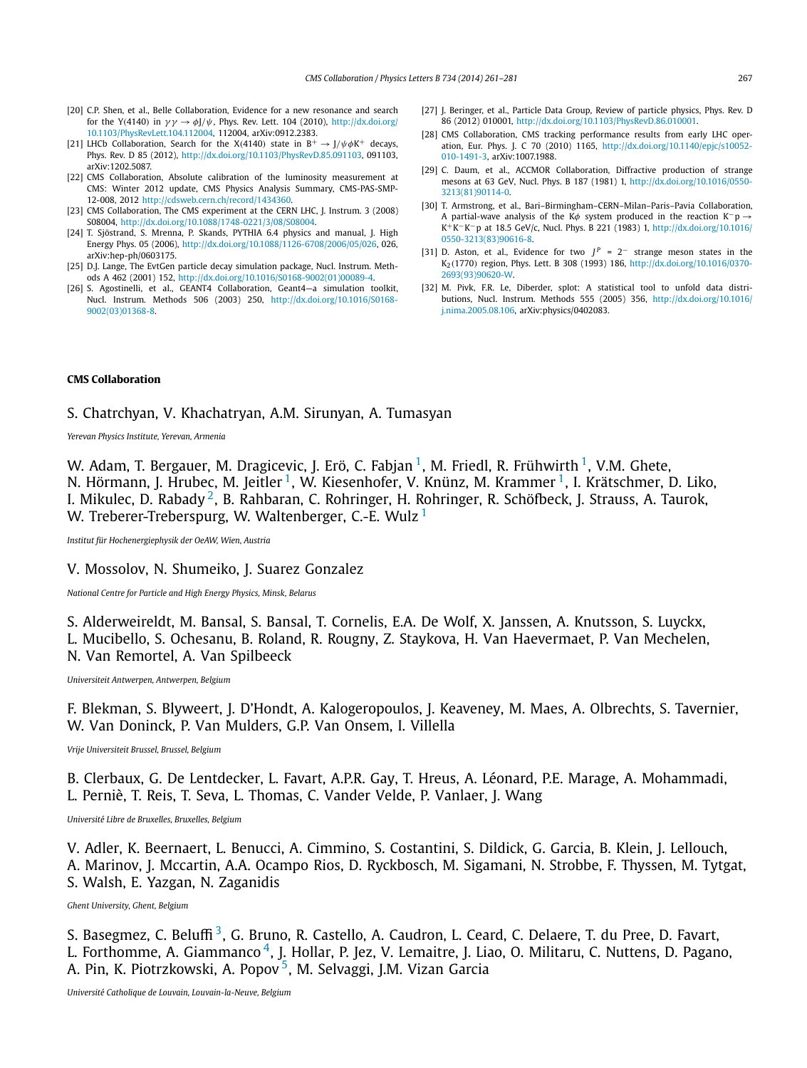[20] C.P. Shen, et al., Belle Collaboration, Evidence for a new resonance and search for the Y(4140) in $\gamma\gamma \to \phi J/\psi$, Phys. Rev. Lett. 104 (2010), http://dx.doi.org/10.1103/PhysRevLett.104.112004, 112004, arXiv:0912.2383.

[21] LHCb Collaboration, Search for the X(4140) state in $B^+ \to J/\psi\phi K^+$ decays, Phys. Rev. D 85 (2012), http://dx.doi.org/10.1103/PhysRevD.85.091103, 091103, arXiv:1202.5087.

[22] CMS Collaboration, Absolute calibration of the luminosity measurement at CMS: Winter 2012 update, CMS Physics Analysis Summary, CMS-PAS-SMP-12-008, 2012 http://cdsweb.cern.ch/record/1434360.

[23] CMS Collaboration, The CMS experiment at the CERN LHC, J. Instrum. 3 (2008) S08004, http://dx.doi.org/10.1088/1748-0221/3/08/S08004.

[24] T. Sjöstrand, S. Mrenna, P. Skands, PYTHIA 6.4 physics and manual, J. High Energy Phys. 05 (2006), http://dx.doi.org/10.1088/1126-6708/2006/05/026, 026, arXiv:hep-ph/0603175.

[25] D.J. Lange, The EvtGen particle decay simulation package, Nucl. Instrum. Methods A 462 (2001) 152, http://dx.doi.org/10.1016/S0168-9002(01)00089-4.

[26] S. Agostinelli, et al., GEANT4 Collaboration, Geant4—a simulation toolkit, Nucl. Instrum. Methods 506 (2003) 250, http://dx.doi.org/10.1016/S0168-9002(03)01368-8.

[27] J. Beringer, et al., Particle Data Group, Review of particle physics, Phys. Rev. D 86 (2012) 010001, http://dx.doi.org/10.1103/PhysRevD.86.010001.

[28] CMS Collaboration, CMS tracking performance results from early LHC operation, Eur. Phys. J. C 70 (2010) 1165, http://dx.doi.org/10.1140/epjc/s10052-010-1491-3, arXiv:1007.1988.

[29] C. Daum, et al., ACCMOR Collaboration, Diffractive production of strange mesons at 63 GeV, Nucl. Phys. B 187 (1981) 1, http://dx.doi.org/10.1016/0550-3213(81)90114-0.

[30] T. Armstrong, et al., Bari–Birmingham–CERN–Milan–Paris–Pavia Collaboration, A partial-wave analysis of the $K\phi$ system produced in the reaction $K^-p \to K^+K^-K^-p$ at 18.5 GeV/c, Nucl. Phys. B 221 (1983) 1, http://dx.doi.org/10.1016/0550-3213(83)90616-8.

[31] D. Aston, et al., Evidence for two $J^P = 2^-$ strange meson states in the $K_2(1770)$ region, Phys. Lett. B 308 (1993) 186, http://dx.doi.org/10.1016/0370-2693(93)90620-W.

[32] M. Pivk, F.R. Le, Diberder, splot: A statistical tool to unfold data distributions, Nucl. Instrum. Methods 555 (2005) 356, http://dx.doi.org/10.1016/j.nima.2005.08.106, arXiv:physics/0402083.

**CMS Collaboration**

S. Chatrchyan, V. Khachatryan, A.M. Sirunyan, A. Tumasyan

*Yerevan Physics Institute, Yerevan, Armenia*

W. Adam, T. Bergauer, M. Dragicevic, J. Erö, C. Fabjan [1], M. Friedl, R. Frühwirth [1], V.M. Ghete, N. Hörmann, J. Hrubec, M. Jeitler [1], W. Kiesenhofer, V. Knünz, M. Krammer [1], I. Krätschmer, D. Liko, I. Mikulec, D. Rabady [2], B. Rahbaran, C. Rohringer, H. Rohringer, R. Schöfbeck, J. Strauss, A. Taurok, W. Treberer-Treberspurg, W. Waltenberger, C.-E. Wulz [1]

*Institut für Hochenergiephysik der OeAW, Wien, Austria*

V. Mossolov, N. Shumeiko, J. Suarez Gonzalez

*National Centre for Particle and High Energy Physics, Minsk, Belarus*

S. Alderweireldt, M. Bansal, S. Bansal, T. Cornelis, E.A. De Wolf, X. Janssen, A. Knutsson, S. Luyckx, L. Mucibello, S. Ochesanu, B. Roland, R. Rougny, Z. Staykova, H. Van Haevermaet, P. Van Mechelen, N. Van Remortel, A. Van Spilbeeck

*Universiteit Antwerpen, Antwerpen, Belgium*

F. Blekman, S. Blyweert, J. D'Hondt, A. Kalogeropoulos, J. Keaveney, M. Maes, A. Olbrechts, S. Tavernier, W. Van Doninck, P. Van Mulders, G.P. Van Onsem, I. Villella

*Vrije Universiteit Brussel, Brussel, Belgium*

B. Clerbaux, G. De Lentdecker, L. Favart, A.P.R. Gay, T. Hreus, A. Léonard, P.E. Marage, A. Mohammadi, L. Perniè, T. Reis, T. Seva, L. Thomas, C. Vander Velde, P. Vanlaer, J. Wang

*Université Libre de Bruxelles, Bruxelles, Belgium*

V. Adler, K. Beernaert, L. Benucci, A. Cimmino, S. Costantini, S. Dildick, G. Garcia, B. Klein, J. Lellouch, A. Marinov, J. Mccartin, A.A. Ocampo Rios, D. Ryckbosch, M. Sigamani, N. Strobbe, F. Thyssen, M. Tytgat, S. Walsh, E. Yazgan, N. Zaganidis

*Ghent University, Ghent, Belgium*

S. Basegmez, C. Beluffi [3], G. Bruno, R. Castello, A. Caudron, L. Ceard, C. Delaere, T. du Pree, D. Favart, L. Forthomme, A. Giammanco [4], J. Hollar, P. Jez, V. Lemaitre, J. Liao, O. Militaru, C. Nuttens, D. Pagano, A. Pin, K. Piotrzkowski, A. Popov [5], M. Selvaggi, J.M. Vizan Garcia

*Université Catholique de Louvain, Louvain-la-Neuve, Belgium*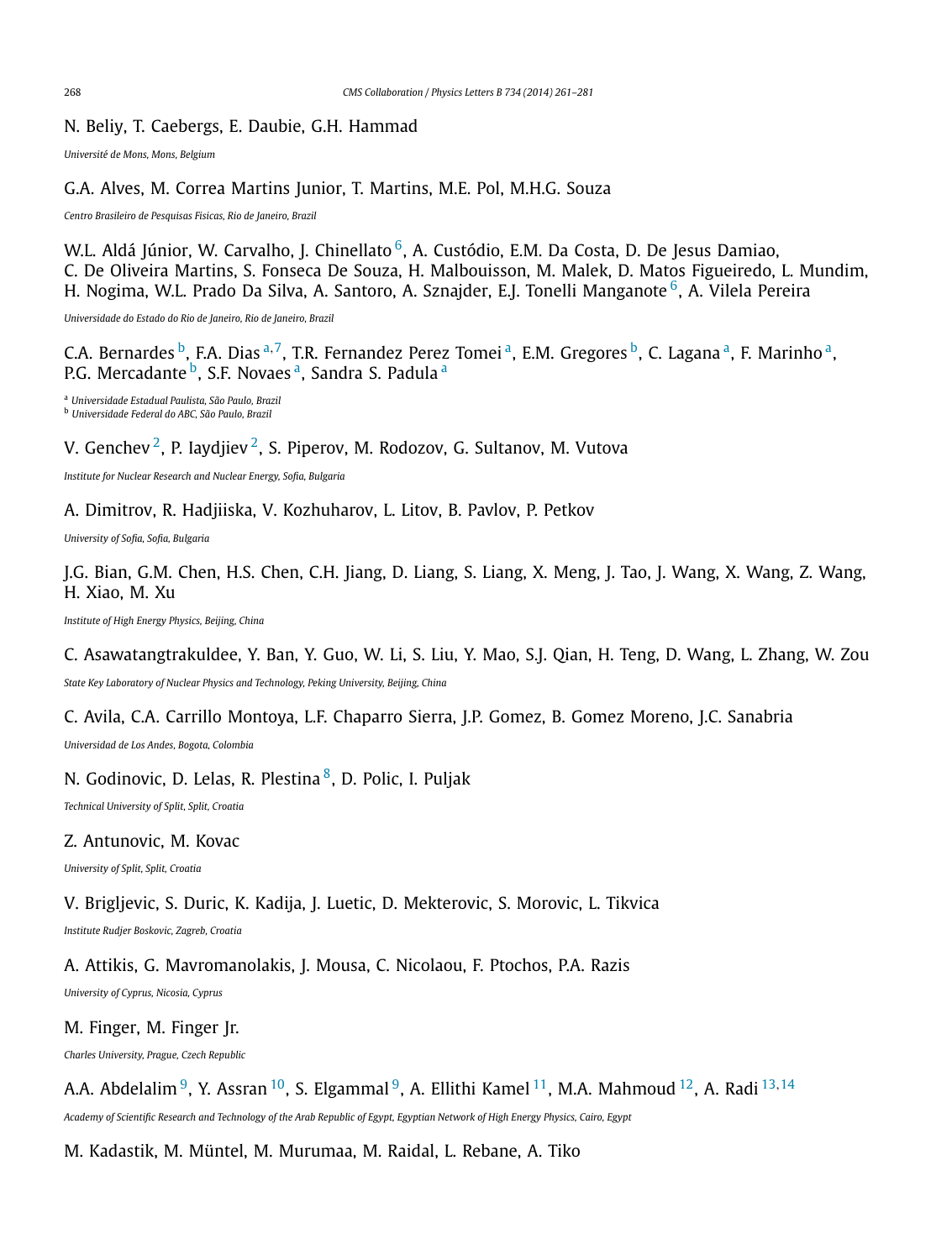N. Beliy, T. Caebergs, E. Daubie, G.H. Hammad

*Université de Mons, Mons, Belgium*

G.A. Alves, M. Correa Martins Junior, T. Martins, M.E. Pol, M.H.G. Souza

*Centro Brasileiro de Pesquisas Fisicas, Rio de Janeiro, Brazil*

W.L. Aldá Júnior, W. Carvalho, J. Chinellato [6], A. Custódio, E.M. Da Costa, D. De Jesus Damiao, C. De Oliveira Martins, S. Fonseca De Souza, H. Malbouisson, M. Malek, D. Matos Figueiredo, L. Mundim, H. Nogima, W.L. Prado Da Silva, A. Santoro, A. Sznajder, E.J. Tonelli Manganote [6], A. Vilela Pereira

*Universidade do Estado do Rio de Janeiro, Rio de Janeiro, Brazil*

C.A. Bernardes [b], F.A. Dias [a,7], T.R. Fernandez Perez Tomei [a], E.M. Gregores [b], C. Lagana [a], F. Marinho [a], P.G. Mercadante [b], S.F. Novaes [a], Sandra S. Padula [a]

[a] *Universidade Estadual Paulista, São Paulo, Brazil*
[b] *Universidade Federal do ABC, São Paulo, Brazil*

V. Genchev [2], P. Iaydjiev [2], S. Piperov, M. Rodozov, G. Sultanov, M. Vutova

*Institute for Nuclear Research and Nuclear Energy, Sofia, Bulgaria*

A. Dimitrov, R. Hadjiiska, V. Kozhuharov, L. Litov, B. Pavlov, P. Petkov

*University of Sofia, Sofia, Bulgaria*

J.G. Bian, G.M. Chen, H.S. Chen, C.H. Jiang, D. Liang, S. Liang, X. Meng, J. Tao, J. Wang, X. Wang, Z. Wang, H. Xiao, M. Xu

*Institute of High Energy Physics, Beijing, China*

C. Asawatangtrakuldee, Y. Ban, Y. Guo, W. Li, S. Liu, Y. Mao, S.J. Qian, H. Teng, D. Wang, L. Zhang, W. Zou

*State Key Laboratory of Nuclear Physics and Technology, Peking University, Beijing, China*

C. Avila, C.A. Carrillo Montoya, L.F. Chaparro Sierra, J.P. Gomez, B. Gomez Moreno, J.C. Sanabria

*Universidad de Los Andes, Bogota, Colombia*

N. Godinovic, D. Lelas, R. Plestina [8], D. Polic, I. Puljak

*Technical University of Split, Split, Croatia*

Z. Antunovic, M. Kovac

*University of Split, Split, Croatia*

V. Brigljevic, S. Duric, K. Kadija, J. Luetic, D. Mekterovic, S. Morovic, L. Tikvica

*Institute Rudjer Boskovic, Zagreb, Croatia*

A. Attikis, G. Mavromanolakis, J. Mousa, C. Nicolaou, F. Ptochos, P.A. Razis

*University of Cyprus, Nicosia, Cyprus*

M. Finger, M. Finger Jr.

*Charles University, Prague, Czech Republic*

A.A. Abdelalim [9], Y. Assran [10], S. Elgammal [9], A. Ellithi Kamel [11], M.A. Mahmoud [12], A. Radi [13,14]

*Academy of Scientific Research and Technology of the Arab Republic of Egypt, Egyptian Network of High Energy Physics, Cairo, Egypt*

M. Kadastik, M. Müntel, M. Murumaa, M. Raidal, L. Rebane, A. Tiko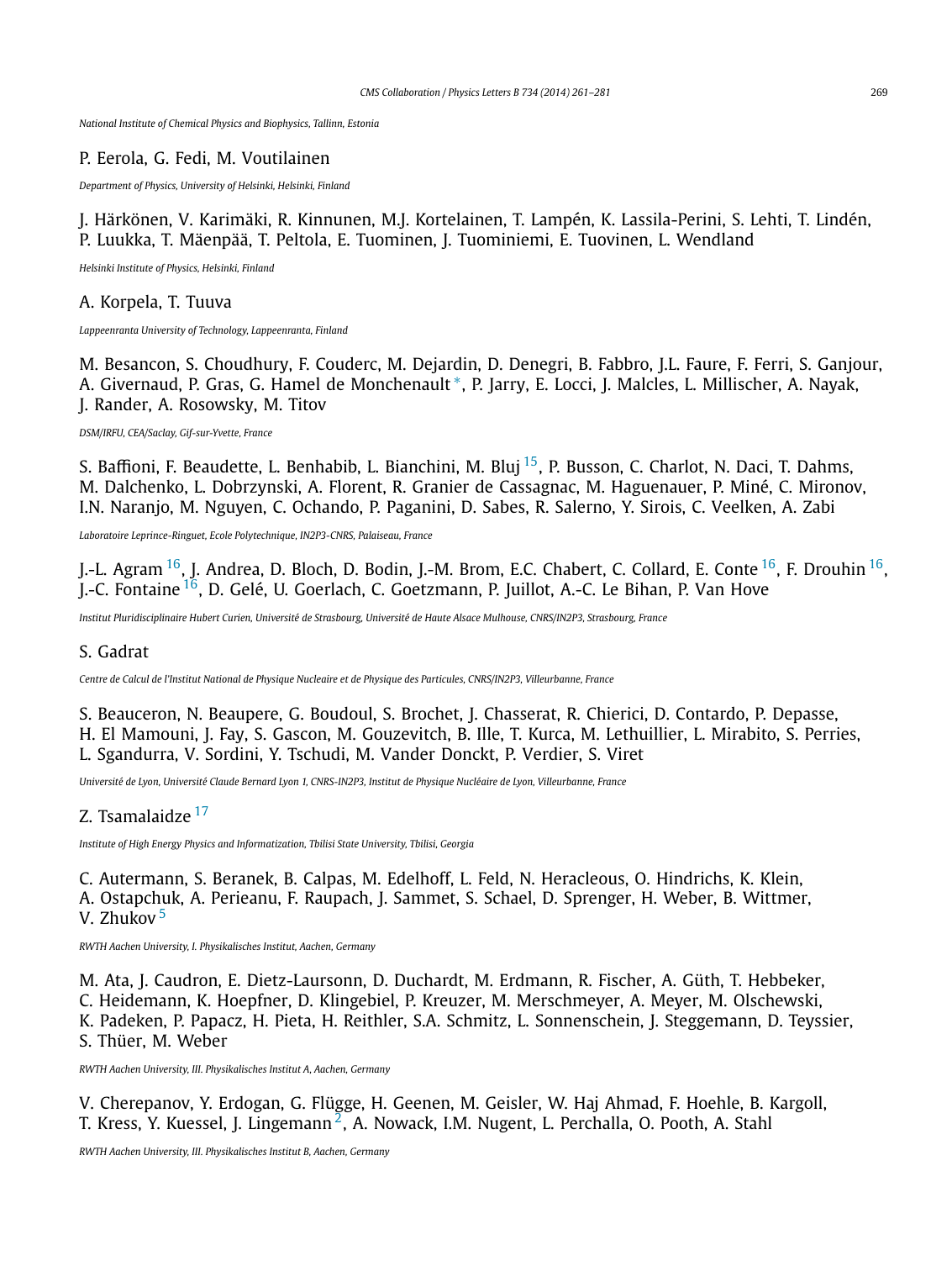*National Institute of Chemical Physics and Biophysics, Tallinn, Estonia*

P. Eerola, G. Fedi, M. Voutilainen

*Department of Physics, University of Helsinki, Helsinki, Finland*

J. Härkönen, V. Karimäki, R. Kinnunen, M.J. Kortelainen, T. Lampén, K. Lassila-Perini, S. Lehti, T. Lindén, P. Luukka, T. Mäenpää, T. Peltola, E. Tuominen, J. Tuominiemi, E. Tuovinen, L. Wendland

*Helsinki Institute of Physics, Helsinki, Finland*

A. Korpela, T. Tuuva

*Lappeenranta University of Technology, Lappeenranta, Finland*

M. Besancon, S. Choudhury, F. Couderc, M. Dejardin, D. Denegri, B. Fabbro, J.L. Faure, F. Ferri, S. Ganjour, A. Givernaud, P. Gras, G. Hamel de Monchenault [*], P. Jarry, E. Locci, J. Malcles, L. Millischer, A. Nayak, J. Rander, A. Rosowsky, M. Titov

*DSM/IRFU, CEA/Saclay, Gif-sur-Yvette, France*

S. Baffioni, F. Beaudette, L. Benhabib, L. Bianchini, M. Bluj [15], P. Busson, C. Charlot, N. Daci, T. Dahms, M. Dalchenko, L. Dobrzynski, A. Florent, R. Granier de Cassagnac, M. Haguenauer, P. Miné, C. Mironov, I.N. Naranjo, M. Nguyen, C. Ochando, P. Paganini, D. Sabes, R. Salerno, Y. Sirois, C. Veelken, A. Zabi

*Laboratoire Leprince-Ringuet, Ecole Polytechnique, IN2P3-CNRS, Palaiseau, France*

J.-L. Agram [16], J. Andrea, D. Bloch, D. Bodin, J.-M. Brom, E.C. Chabert, C. Collard, E. Conte [16], F. Drouhin [16], J.-C. Fontaine [16], D. Gelé, U. Goerlach, C. Goetzmann, P. Juillot, A.-C. Le Bihan, P. Van Hove

*Institut Pluridisciplinaire Hubert Curien, Université de Strasbourg, Université de Haute Alsace Mulhouse, CNRS/IN2P3, Strasbourg, France*

S. Gadrat

*Centre de Calcul de l'Institut National de Physique Nucleaire et de Physique des Particules, CNRS/IN2P3, Villeurbanne, France*

S. Beauceron, N. Beaupere, G. Boudoul, S. Brochet, J. Chasserat, R. Chierici, D. Contardo, P. Depasse, H. El Mamouni, J. Fay, S. Gascon, M. Gouzevitch, B. Ille, T. Kurca, M. Lethuillier, L. Mirabito, S. Perries, L. Sgandurra, V. Sordini, Y. Tschudi, M. Vander Donckt, P. Verdier, S. Viret

*Université de Lyon, Université Claude Bernard Lyon 1, CNRS-IN2P3, Institut de Physique Nucléaire de Lyon, Villeurbanne, France*

Z. Tsamalaidze [17]

*Institute of High Energy Physics and Informatization, Tbilisi State University, Tbilisi, Georgia*

C. Autermann, S. Beranek, B. Calpas, M. Edelhoff, L. Feld, N. Heracleous, O. Hindrichs, K. Klein, A. Ostapchuk, A. Perieanu, F. Raupach, J. Sammet, S. Schael, D. Sprenger, H. Weber, B. Wittmer, V. Zhukov [5]

*RWTH Aachen University, I. Physikalisches Institut, Aachen, Germany*

M. Ata, J. Caudron, E. Dietz-Laursonn, D. Duchardt, M. Erdmann, R. Fischer, A. Güth, T. Hebbeker, C. Heidemann, K. Hoepfner, D. Klingebiel, P. Kreuzer, M. Merschmeyer, A. Meyer, M. Olschewski, K. Padeken, P. Papacz, H. Pieta, H. Reithler, S.A. Schmitz, L. Sonnenschein, J. Steggemann, D. Teyssier, S. Thüer, M. Weber

*RWTH Aachen University, III. Physikalisches Institut A, Aachen, Germany*

V. Cherepanov, Y. Erdogan, G. Flügge, H. Geenen, M. Geisler, W. Haj Ahmad, F. Hoehle, B. Kargoll, T. Kress, Y. Kuessel, J. Lingemann [2], A. Nowack, I.M. Nugent, L. Perchalla, O. Pooth, A. Stahl

*RWTH Aachen University, III. Physikalisches Institut B, Aachen, Germany*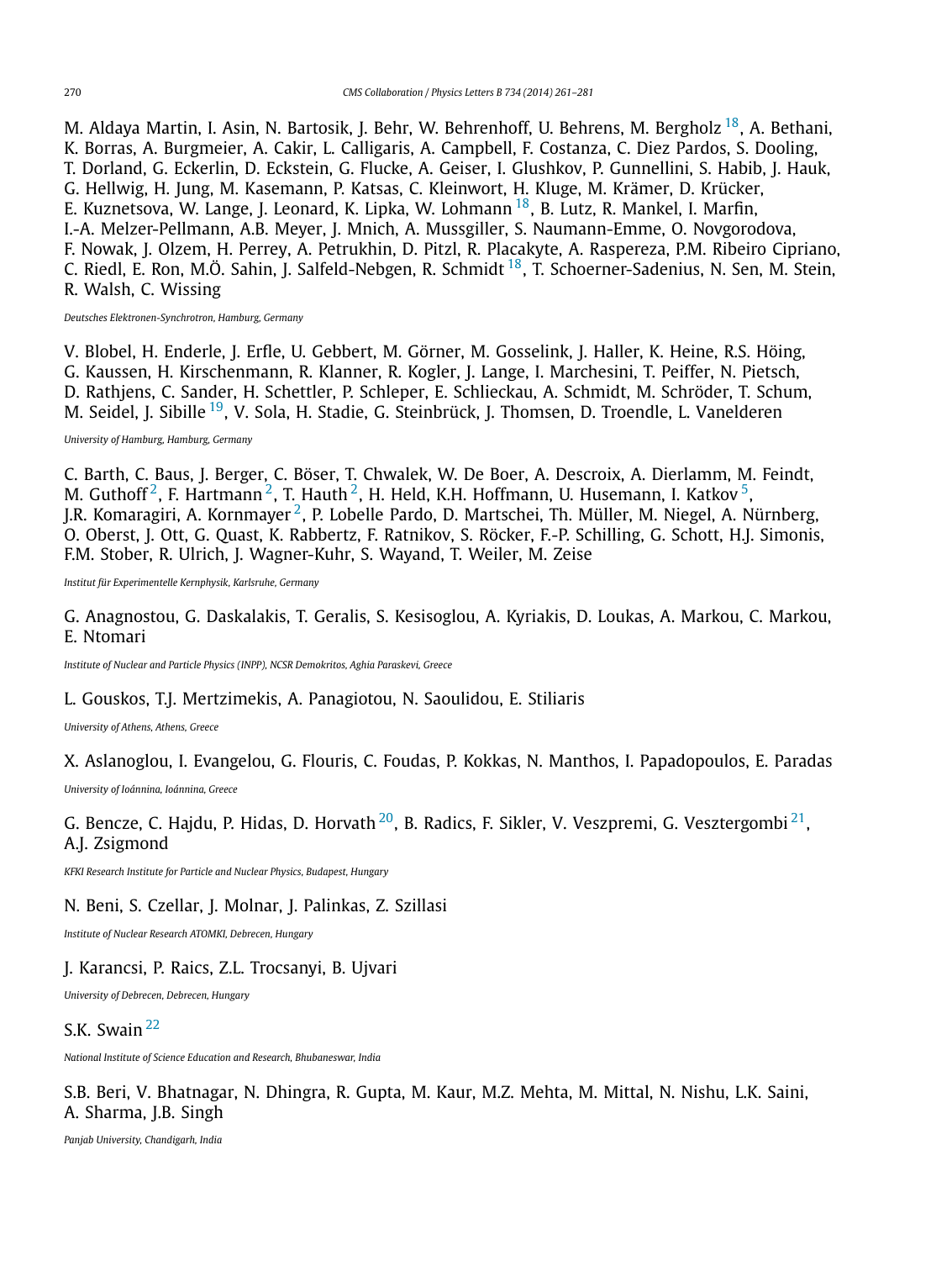M. Aldaya Martin, I. Asin, N. Bartosik, J. Behr, W. Behrenhoff, U. Behrens, M. Bergholz [18], A. Bethani, K. Borras, A. Burgmeier, A. Cakir, L. Calligaris, A. Campbell, F. Costanza, C. Diez Pardos, S. Dooling, T. Dorland, G. Eckerlin, D. Eckstein, G. Flucke, A. Geiser, I. Glushkov, P. Gunnellini, S. Habib, J. Hauk, G. Hellwig, H. Jung, M. Kasemann, P. Katsas, C. Kleinwort, H. Kluge, M. Krämer, D. Krücker, E. Kuznetsova, W. Lange, J. Leonard, K. Lipka, W. Lohmann [18], B. Lutz, R. Mankel, I. Marfin, I.-A. Melzer-Pellmann, A.B. Meyer, J. Mnich, A. Mussgiller, S. Naumann-Emme, O. Novgorodova, F. Nowak, J. Olzem, H. Perrey, A. Petrukhin, D. Pitzl, R. Placakyte, A. Raspereza, P.M. Ribeiro Cipriano, C. Riedl, E. Ron, M.Ö. Sahin, J. Salfeld-Nebgen, R. Schmidt [18], T. Schoerner-Sadenius, N. Sen, M. Stein, R. Walsh, C. Wissing

*Deutsches Elektronen-Synchrotron, Hamburg, Germany*

V. Blobel, H. Enderle, J. Erfle, U. Gebbert, M. Görner, M. Gosselink, J. Haller, K. Heine, R.S. Höing, G. Kaussen, H. Kirschenmann, R. Klanner, R. Kogler, J. Lange, I. Marchesini, T. Peiffer, N. Pietsch, D. Rathjens, C. Sander, H. Schettler, P. Schleper, E. Schlieckau, A. Schmidt, M. Schröder, T. Schum, M. Seidel, J. Sibille [19], V. Sola, H. Stadie, G. Steinbrück, J. Thomsen, D. Troendle, L. Vanelderen

*University of Hamburg, Hamburg, Germany*

C. Barth, C. Baus, J. Berger, C. Böser, T. Chwalek, W. De Boer, A. Descroix, A. Dierlamm, M. Feindt, M. Guthoff [2], F. Hartmann [2], T. Hauth [2], H. Held, K.H. Hoffmann, U. Husemann, I. Katkov [5], J.R. Komaragiri, A. Kornmayer [2], P. Lobelle Pardo, D. Martschei, Th. Müller, M. Niegel, A. Nürnberg, O. Oberst, J. Ott, G. Quast, K. Rabbertz, F. Ratnikov, S. Röcker, F.-P. Schilling, G. Schott, H.J. Simonis, F.M. Stober, R. Ulrich, J. Wagner-Kuhr, S. Wayand, T. Weiler, M. Zeise

*Institut für Experimentelle Kernphysik, Karlsruhe, Germany*

G. Anagnostou, G. Daskalakis, T. Geralis, S. Kesisoglou, A. Kyriakis, D. Loukas, A. Markou, C. Markou, E. Ntomari

*Institute of Nuclear and Particle Physics (INPP), NCSR Demokritos, Aghia Paraskevi, Greece*

L. Gouskos, T.J. Mertzimekis, A. Panagiotou, N. Saoulidou, E. Stiliaris

*University of Athens, Athens, Greece*

X. Aslanoglou, I. Evangelou, G. Flouris, C. Foudas, P. Kokkas, N. Manthos, I. Papadopoulos, E. Paradas

*University of Ioánnina, Ioánnina, Greece*

G. Bencze, C. Hajdu, P. Hidas, D. Horvath [20], B. Radics, F. Sikler, V. Veszpremi, G. Vesztergombi [21], A.J. Zsigmond

*KFKI Research Institute for Particle and Nuclear Physics, Budapest, Hungary*

N. Beni, S. Czellar, J. Molnar, J. Palinkas, Z. Szillasi

*Institute of Nuclear Research ATOMKI, Debrecen, Hungary*

J. Karancsi, P. Raics, Z.L. Trocsanyi, B. Ujvari

*University of Debrecen, Debrecen, Hungary*

S.K. Swain [22]

*National Institute of Science Education and Research, Bhubaneswar, India*

S.B. Beri, V. Bhatnagar, N. Dhingra, R. Gupta, M. Kaur, M.Z. Mehta, M. Mittal, N. Nishu, L.K. Saini, A. Sharma, J.B. Singh

*Panjab University, Chandigarh, India*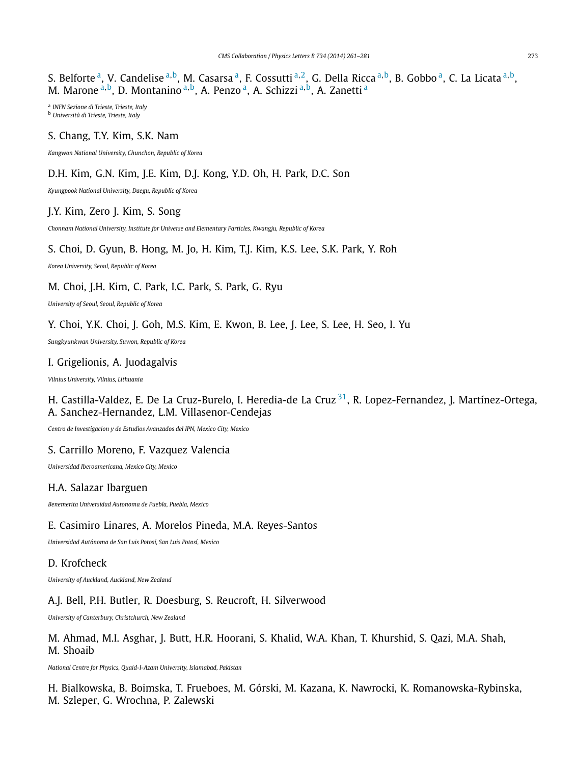S. Belforte [a], V. Candelise [a,b], M. Casarsa [a], F. Cossutti [a,2], G. Della Ricca [a,b], B. Gobbo [a], C. La Licata [a,b], M. Marone [a,b], D. Montanino [a,b], A. Penzo [a], A. Schizzi [a,b], A. Zanetti [a]

[a] *INFN Sezione di Trieste, Trieste, Italy*
[b] *Università di Trieste, Trieste, Italy*

S. Chang, T.Y. Kim, S.K. Nam

*Kangwon National University, Chunchon, Republic of Korea*

D.H. Kim, G.N. Kim, J.E. Kim, D.J. Kong, Y.D. Oh, H. Park, D.C. Son

*Kyungpook National University, Daegu, Republic of Korea*

J.Y. Kim, Zero J. Kim, S. Song

*Chonnam National University, Institute for Universe and Elementary Particles, Kwangju, Republic of Korea*

S. Choi, D. Gyun, B. Hong, M. Jo, H. Kim, T.J. Kim, K.S. Lee, S.K. Park, Y. Roh

*Korea University, Seoul, Republic of Korea*

M. Choi, J.H. Kim, C. Park, I.C. Park, S. Park, G. Ryu

*University of Seoul, Seoul, Republic of Korea*

Y. Choi, Y.K. Choi, J. Goh, M.S. Kim, E. Kwon, B. Lee, J. Lee, S. Lee, H. Seo, I. Yu

*Sungkyunkwan University, Suwon, Republic of Korea*

I. Grigelionis, A. Juodagalvis

*Vilnius University, Vilnius, Lithuania*

H. Castilla-Valdez, E. De La Cruz-Burelo, I. Heredia-de La Cruz [31], R. Lopez-Fernandez, J. Martínez-Ortega, A. Sanchez-Hernandez, L.M. Villasenor-Cendejas

*Centro de Investigacion y de Estudios Avanzados del IPN, Mexico City, Mexico*

S. Carrillo Moreno, F. Vazquez Valencia

*Universidad Iberoamericana, Mexico City, Mexico*

H.A. Salazar Ibarguen

*Benemerita Universidad Autonoma de Puebla, Puebla, Mexico*

E. Casimiro Linares, A. Morelos Pineda, M.A. Reyes-Santos

*Universidad Autónoma de San Luis Potosí, San Luis Potosí, Mexico*

D. Krofcheck

*University of Auckland, Auckland, New Zealand*

A.J. Bell, P.H. Butler, R. Doesburg, S. Reucroft, H. Silverwood

*University of Canterbury, Christchurch, New Zealand*

M. Ahmad, M.I. Asghar, J. Butt, H.R. Hoorani, S. Khalid, W.A. Khan, T. Khurshid, S. Qazi, M.A. Shah, M. Shoaib

*National Centre for Physics, Quaid-I-Azam University, Islamabad, Pakistan*

H. Bialkowska, B. Boimska, T. Frueboes, M. Górski, M. Kazana, K. Nawrocki, K. Romanowska-Rybinska, M. Szleper, G. Wrochna, P. Zalewski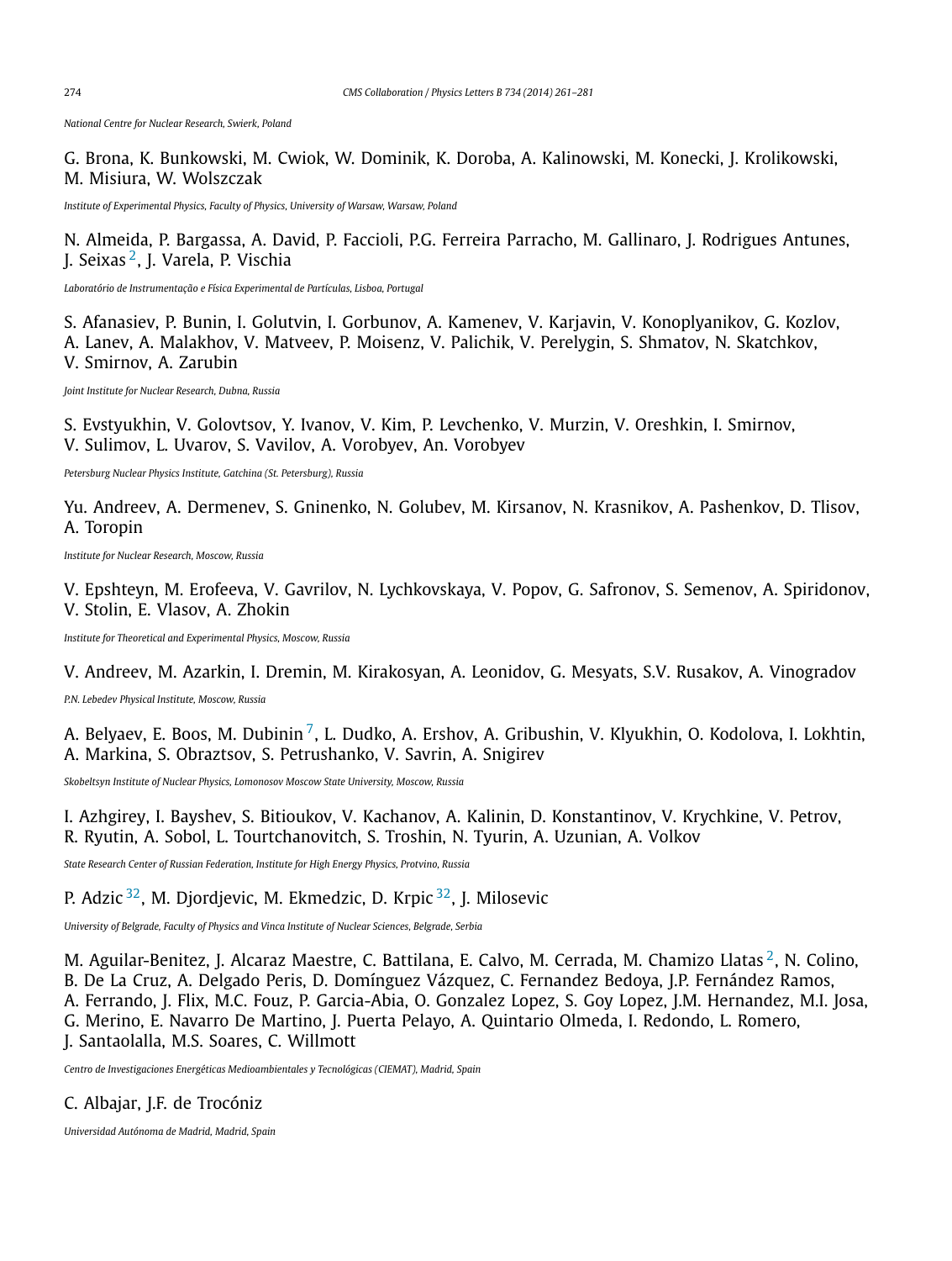*National Centre for Nuclear Research, Swierk, Poland*

G. Brona, K. Bunkowski, M. Cwiok, W. Dominik, K. Doroba, A. Kalinowski, M. Konecki, J. Krolikowski, M. Misiura, W. Wolszczak

*Institute of Experimental Physics, Faculty of Physics, University of Warsaw, Warsaw, Poland*

N. Almeida, P. Bargassa, A. David, P. Faccioli, P.G. Ferreira Parracho, M. Gallinaro, J. Rodrigues Antunes, J. Seixas [2], J. Varela, P. Vischia

*Laboratório de Instrumentação e Física Experimental de Partículas, Lisboa, Portugal*

S. Afanasiev, P. Bunin, I. Golutvin, I. Gorbunov, A. Kamenev, V. Karjavin, V. Konoplyanikov, G. Kozlov, A. Lanev, A. Malakhov, V. Matveev, P. Moisenz, V. Palichik, V. Perelygin, S. Shmatov, N. Skatchkov, V. Smirnov, A. Zarubin

*Joint Institute for Nuclear Research, Dubna, Russia*

S. Evstyukhin, V. Golovtsov, Y. Ivanov, V. Kim, P. Levchenko, V. Murzin, V. Oreshkin, I. Smirnov, V. Sulimov, L. Uvarov, S. Vavilov, A. Vorobyev, An. Vorobyev

*Petersburg Nuclear Physics Institute, Gatchina (St. Petersburg), Russia*

Yu. Andreev, A. Dermenev, S. Gninenko, N. Golubev, M. Kirsanov, N. Krasnikov, A. Pashenkov, D. Tlisov, A. Toropin

*Institute for Nuclear Research, Moscow, Russia*

V. Epshteyn, M. Erofeeva, V. Gavrilov, N. Lychkovskaya, V. Popov, G. Safronov, S. Semenov, A. Spiridonov, V. Stolin, E. Vlasov, A. Zhokin

*Institute for Theoretical and Experimental Physics, Moscow, Russia*

V. Andreev, M. Azarkin, I. Dremin, M. Kirakosyan, A. Leonidov, G. Mesyats, S.V. Rusakov, A. Vinogradov

*P.N. Lebedev Physical Institute, Moscow, Russia*

A. Belyaev, E. Boos, M. Dubinin [7], L. Dudko, A. Ershov, A. Gribushin, V. Klyukhin, O. Kodolova, I. Lokhtin, A. Markina, S. Obraztsov, S. Petrushanko, V. Savrin, A. Snigirev

*Skobeltsyn Institute of Nuclear Physics, Lomonosov Moscow State University, Moscow, Russia*

I. Azhgirey, I. Bayshev, S. Bitioukov, V. Kachanov, A. Kalinin, D. Konstantinov, V. Krychkine, V. Petrov, R. Ryutin, A. Sobol, L. Tourtchanovitch, S. Troshin, N. Tyurin, A. Uzunian, A. Volkov

*State Research Center of Russian Federation, Institute for High Energy Physics, Protvino, Russia*

P. Adzic [32], M. Djordjevic, M. Ekmedzic, D. Krpic [32], J. Milosevic

*University of Belgrade, Faculty of Physics and Vinca Institute of Nuclear Sciences, Belgrade, Serbia*

M. Aguilar-Benitez, J. Alcaraz Maestre, C. Battilana, E. Calvo, M. Cerrada, M. Chamizo Llatas [2], N. Colino, B. De La Cruz, A. Delgado Peris, D. Domínguez Vázquez, C. Fernandez Bedoya, J.P. Fernández Ramos, A. Ferrando, J. Flix, M.C. Fouz, P. Garcia-Abia, O. Gonzalez Lopez, S. Goy Lopez, J.M. Hernandez, M.I. Josa, G. Merino, E. Navarro De Martino, J. Puerta Pelayo, A. Quintario Olmeda, I. Redondo, L. Romero, J. Santaolalla, M.S. Soares, C. Willmott

*Centro de Investigaciones Energéticas Medioambientales y Tecnológicas (CIEMAT), Madrid, Spain*

C. Albajar, J.F. de Trocóniz

*Universidad Autónoma de Madrid, Madrid, Spain*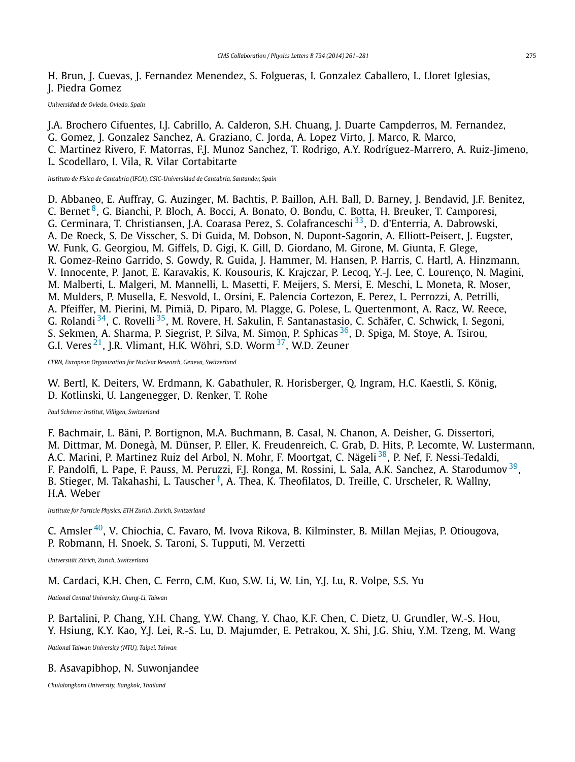H. Brun, J. Cuevas, J. Fernandez Menendez, S. Folgueras, I. Gonzalez Caballero, L. Lloret Iglesias, J. Piedra Gomez

*Universidad de Oviedo, Oviedo, Spain*

J.A. Brochero Cifuentes, I.J. Cabrillo, A. Calderon, S.H. Chuang, J. Duarte Campderros, M. Fernandez, G. Gomez, J. Gonzalez Sanchez, A. Graziano, C. Jorda, A. Lopez Virto, J. Marco, R. Marco, C. Martinez Rivero, F. Matorras, F.J. Munoz Sanchez, T. Rodrigo, A.Y. Rodríguez-Marrero, A. Ruiz-Jimeno, L. Scodellaro, I. Vila, R. Vilar Cortabitarte

*Instituto de Física de Cantabria (IFCA), CSIC-Universidad de Cantabria, Santander, Spain*

D. Abbaneo, E. Auffray, G. Auzinger, M. Bachtis, P. Baillon, A.H. Ball, D. Barney, J. Bendavid, J.F. Benitez, C. Bernet[8], G. Bianchi, P. Bloch, A. Bocci, A. Bonato, O. Bondu, C. Botta, H. Breuker, T. Camporesi, G. Cerminara, T. Christiansen, J.A. Coarasa Perez, S. Colafranceschi[33], D. d'Enterria, A. Dabrowski, A. De Roeck, S. De Visscher, S. Di Guida, M. Dobson, N. Dupont-Sagorin, A. Elliott-Peisert, J. Eugster, W. Funk, G. Georgiou, M. Giffels, D. Gigi, K. Gill, D. Giordano, M. Girone, M. Giunta, F. Glege, R. Gomez-Reino Garrido, S. Gowdy, R. Guida, J. Hammer, M. Hansen, P. Harris, C. Hartl, A. Hinzmann, V. Innocente, P. Janot, E. Karavakis, K. Kousouris, K. Krajczar, P. Lecoq, Y.-J. Lee, C. Lourenço, N. Magini, M. Malberti, L. Malgeri, M. Mannelli, L. Masetti, F. Meijers, S. Mersi, E. Meschi, L. Moneta, R. Moser, M. Mulders, P. Musella, E. Nesvold, L. Orsini, E. Palencia Cortezon, E. Perez, L. Perrozzi, A. Petrilli, A. Pfeiffer, M. Pierini, M. Pimiä, D. Piparo, M. Plagge, G. Polese, L. Quertenmont, A. Racz, W. Reece, G. Rolandi[34], C. Rovelli[35], M. Rovere, H. Sakulin, F. Santanastasio, C. Schäfer, C. Schwick, I. Segoni, S. Sekmen, A. Sharma, P. Siegrist, P. Silva, M. Simon, P. Sphicas[36], D. Spiga, M. Stoye, A. Tsirou, G.I. Veres[21], J.R. Vlimant, H.K. Wöhri, S.D. Worm[37], W.D. Zeuner

*CERN, European Organization for Nuclear Research, Geneva, Switzerland*

W. Bertl, K. Deiters, W. Erdmann, K. Gabathuler, R. Horisberger, Q. Ingram, H.C. Kaestli, S. König, D. Kotlinski, U. Langenegger, D. Renker, T. Rohe

*Paul Scherrer Institut, Villigen, Switzerland*

F. Bachmair, L. Bäni, P. Bortignon, M.A. Buchmann, B. Casal, N. Chanon, A. Deisher, G. Dissertori, M. Dittmar, M. Donegà, M. Dünser, P. Eller, K. Freudenreich, C. Grab, D. Hits, P. Lecomte, W. Lustermann, A.C. Marini, P. Martinez Ruiz del Arbol, N. Mohr, F. Moortgat, C. Nägeli[38], P. Nef, F. Nessi-Tedaldi, F. Pandolfi, L. Pape, F. Pauss, M. Peruzzi, F.J. Ronga, M. Rossini, L. Sala, A.K. Sanchez, A. Starodumov[39], B. Stieger, M. Takahashi, L. Tauscher[†], A. Thea, K. Theofilatos, D. Treille, C. Urscheler, R. Wallny, H.A. Weber

*Institute for Particle Physics, ETH Zurich, Zurich, Switzerland*

C. Amsler[40], V. Chiochia, C. Favaro, M. Ivova Rikova, B. Kilminster, B. Millan Mejias, P. Otiougova, P. Robmann, H. Snoek, S. Taroni, S. Tupputi, M. Verzetti

*Universität Zürich, Zurich, Switzerland*

M. Cardaci, K.H. Chen, C. Ferro, C.M. Kuo, S.W. Li, W. Lin, Y.J. Lu, R. Volpe, S.S. Yu

*National Central University, Chung-Li, Taiwan*

P. Bartalini, P. Chang, Y.H. Chang, Y.W. Chang, Y. Chao, K.F. Chen, C. Dietz, U. Grundler, W.-S. Hou, Y. Hsiung, K.Y. Kao, Y.J. Lei, R.-S. Lu, D. Majumder, E. Petrakou, X. Shi, J.G. Shiu, Y.M. Tzeng, M. Wang

*National Taiwan University (NTU), Taipei, Taiwan*

B. Asavapibhop, N. Suwonjandee

*Chulalongkorn University, Bangkok, Thailand*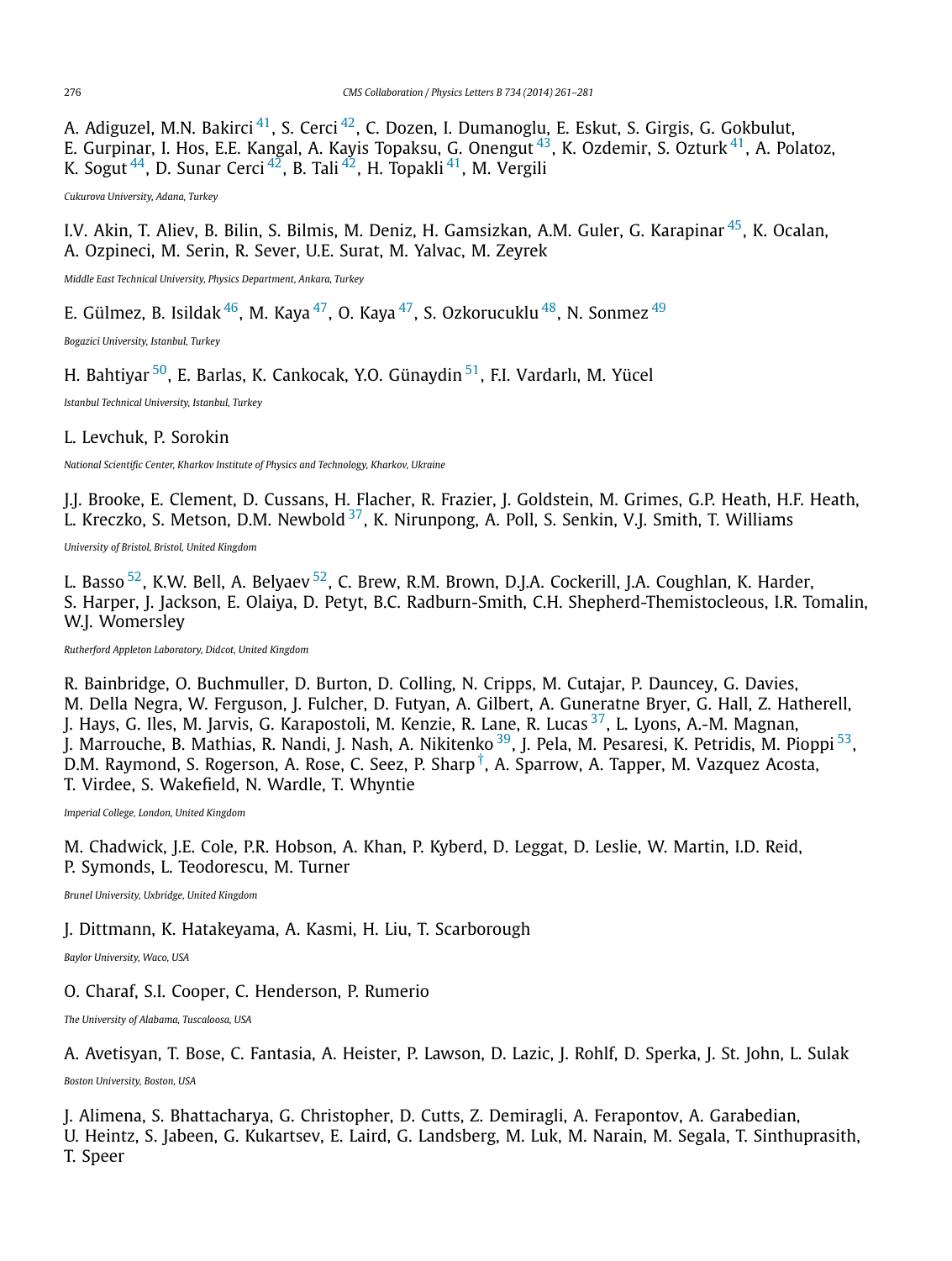A. Adiguzel, M.N. Bakirci [41], S. Cerci [42], C. Dozen, I. Dumanoglu, E. Eskut, S. Girgis, G. Gokbulut, E. Gurpinar, I. Hos, E.E. Kangal, A. Kayis Topaksu, G. Onengut [43], K. Ozdemir, S. Ozturk [41], A. Polatoz, K. Sogut [44], D. Sunar Cerci [42], B. Tali [42], H. Topakli [41], M. Vergili

*Cukurova University, Adana, Turkey*

I.V. Akin, T. Aliev, B. Bilin, S. Bilmis, M. Deniz, H. Gamsizkan, A.M. Guler, G. Karapinar [45], K. Ocalan, A. Ozpineci, M. Serin, R. Sever, U.E. Surat, M. Yalvac, M. Zeyrek

*Middle East Technical University, Physics Department, Ankara, Turkey*

E. Gülmez, B. Isildak [46], M. Kaya [47], O. Kaya [47], S. Ozkorucuklu [48], N. Sonmez [49]

*Bogazici University, Istanbul, Turkey*

H. Bahtiyar [50], E. Barlas, K. Cankocak, Y.O. Günaydin [51], F.I. Vardarlı, M. Yücel

*Istanbul Technical University, Istanbul, Turkey*

L. Levchuk, P. Sorokin

*National Scientific Center, Kharkov Institute of Physics and Technology, Kharkov, Ukraine*

J.J. Brooke, E. Clement, D. Cussans, H. Flacher, R. Frazier, J. Goldstein, M. Grimes, G.P. Heath, H.F. Heath, L. Kreczko, S. Metson, D.M. Newbold [37], K. Nirunpong, A. Poll, S. Senkin, V.J. Smith, T. Williams

*University of Bristol, Bristol, United Kingdom*

L. Basso [52], K.W. Bell, A. Belyaev [52], C. Brew, R.M. Brown, D.J.A. Cockerill, J.A. Coughlan, K. Harder, S. Harper, J. Jackson, E. Olaiya, D. Petyt, B.C. Radburn-Smith, C.H. Shepherd-Themistocleous, I.R. Tomalin, W.J. Womersley

*Rutherford Appleton Laboratory, Didcot, United Kingdom*

R. Bainbridge, O. Buchmuller, D. Burton, D. Colling, N. Cripps, M. Cutajar, P. Dauncey, G. Davies, M. Della Negra, W. Ferguson, J. Fulcher, D. Futyan, A. Gilbert, A. Guneratne Bryer, G. Hall, Z. Hatherell, J. Hays, G. Iles, M. Jarvis, G. Karapostoli, M. Kenzie, R. Lane, R. Lucas [37], L. Lyons, A.-M. Magnan, J. Marrouche, B. Mathias, R. Nandi, J. Nash, A. Nikitenko [39], J. Pela, M. Pesaresi, K. Petridis, M. Pioppi [53], D.M. Raymond, S. Rogerson, A. Rose, C. Seez, P. Sharp [†], A. Sparrow, A. Tapper, M. Vazquez Acosta, T. Virdee, S. Wakefield, N. Wardle, T. Whyntie

*Imperial College, London, United Kingdom*

M. Chadwick, J.E. Cole, P.R. Hobson, A. Khan, P. Kyberd, D. Leggat, D. Leslie, W. Martin, I.D. Reid, P. Symonds, L. Teodorescu, M. Turner

*Brunel University, Uxbridge, United Kingdom*

J. Dittmann, K. Hatakeyama, A. Kasmi, H. Liu, T. Scarborough

*Baylor University, Waco, USA*

O. Charaf, S.I. Cooper, C. Henderson, P. Rumerio

*The University of Alabama, Tuscaloosa, USA*

A. Avetisyan, T. Bose, C. Fantasia, A. Heister, P. Lawson, D. Lazic, J. Rohlf, D. Sperka, J. St. John, L. Sulak

*Boston University, Boston, USA*

J. Alimena, S. Bhattacharya, G. Christopher, D. Cutts, Z. Demiragli, A. Ferapontov, A. Garabedian, U. Heintz, S. Jabeen, G. Kukartsev, E. Laird, G. Landsberg, M. Luk, M. Narain, M. Segala, T. Sinthuprasith, T. Speer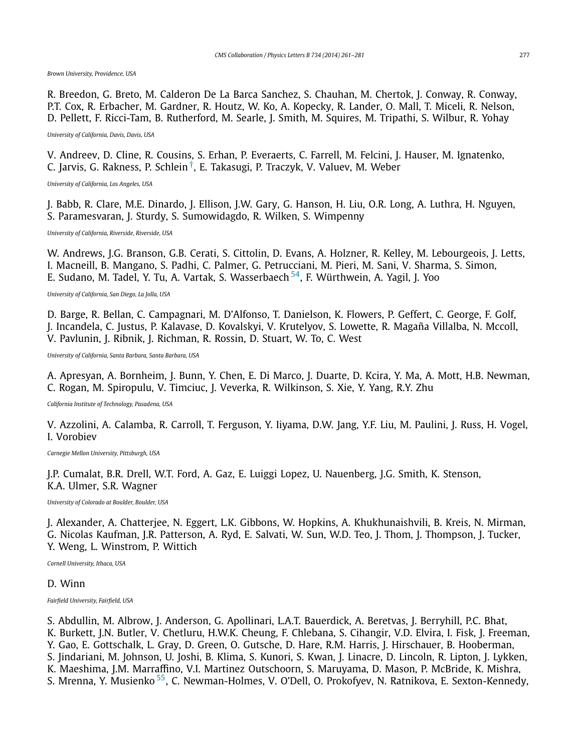*Brown University, Providence, USA*

R. Breedon, G. Breto, M. Calderon De La Barca Sanchez, S. Chauhan, M. Chertok, J. Conway, R. Conway, P.T. Cox, R. Erbacher, M. Gardner, R. Houtz, W. Ko, A. Kopecky, R. Lander, O. Mall, T. Miceli, R. Nelson, D. Pellett, F. Ricci-Tam, B. Rutherford, M. Searle, J. Smith, M. Squires, M. Tripathi, S. Wilbur, R. Yohay

*University of California, Davis, Davis, USA*

V. Andreev, D. Cline, R. Cousins, S. Erhan, P. Everaerts, C. Farrell, M. Felcini, J. Hauser, M. Ignatenko, C. Jarvis, G. Rakness, P. Schlein[†], E. Takasugi, P. Traczyk, V. Valuev, M. Weber

*University of California, Los Angeles, USA*

J. Babb, R. Clare, M.E. Dinardo, J. Ellison, J.W. Gary, G. Hanson, H. Liu, O.R. Long, A. Luthra, H. Nguyen, S. Paramesvaran, J. Sturdy, S. Sumowidagdo, R. Wilken, S. Wimpenny

*University of California, Riverside, Riverside, USA*

W. Andrews, J.G. Branson, G.B. Cerati, S. Cittolin, D. Evans, A. Holzner, R. Kelley, M. Lebourgeois, J. Letts, I. Macneill, B. Mangano, S. Padhi, C. Palmer, G. Petrucciani, M. Pieri, M. Sani, V. Sharma, S. Simon, E. Sudano, M. Tadel, Y. Tu, A. Vartak, S. Wasserbaech[54], F. Würthwein, A. Yagil, J. Yoo

*University of California, San Diego, La Jolla, USA*

D. Barge, R. Bellan, C. Campagnari, M. D'Alfonso, T. Danielson, K. Flowers, P. Geffert, C. George, F. Golf, J. Incandela, C. Justus, P. Kalavase, D. Kovalskyi, V. Krutelyov, S. Lowette, R. Magaña Villalba, N. Mccoll, V. Pavlunin, J. Ribnik, J. Richman, R. Rossin, D. Stuart, W. To, C. West

*University of California, Santa Barbara, Santa Barbara, USA*

A. Apresyan, A. Bornheim, J. Bunn, Y. Chen, E. Di Marco, J. Duarte, D. Kcira, Y. Ma, A. Mott, H.B. Newman, C. Rogan, M. Spiropulu, V. Timciuc, J. Veverka, R. Wilkinson, S. Xie, Y. Yang, R.Y. Zhu

*California Institute of Technology, Pasadena, USA*

V. Azzolini, A. Calamba, R. Carroll, T. Ferguson, Y. Iiyama, D.W. Jang, Y.F. Liu, M. Paulini, J. Russ, H. Vogel, I. Vorobiev

*Carnegie Mellon University, Pittsburgh, USA*

J.P. Cumalat, B.R. Drell, W.T. Ford, A. Gaz, E. Luiggi Lopez, U. Nauenberg, J.G. Smith, K. Stenson, K.A. Ulmer, S.R. Wagner

*University of Colorado at Boulder, Boulder, USA*

J. Alexander, A. Chatterjee, N. Eggert, L.K. Gibbons, W. Hopkins, A. Khukhunaishvili, B. Kreis, N. Mirman, G. Nicolas Kaufman, J.R. Patterson, A. Ryd, E. Salvati, W. Sun, W.D. Teo, J. Thom, J. Thompson, J. Tucker, Y. Weng, L. Winstrom, P. Wittich

*Cornell University, Ithaca, USA*

D. Winn

*Fairfield University, Fairfield, USA*

S. Abdullin, M. Albrow, J. Anderson, G. Apollinari, L.A.T. Bauerdick, A. Beretvas, J. Berryhill, P.C. Bhat, K. Burkett, J.N. Butler, V. Chetluru, H.W.K. Cheung, F. Chlebana, S. Cihangir, V.D. Elvira, I. Fisk, J. Freeman, Y. Gao, E. Gottschalk, L. Gray, D. Green, O. Gutsche, D. Hare, R.M. Harris, J. Hirschauer, B. Hooberman, S. Jindariani, M. Johnson, U. Joshi, B. Klima, S. Kunori, S. Kwan, J. Linacre, D. Lincoln, R. Lipton, J. Lykken, K. Maeshima, J.M. Marraffino, V.I. Martinez Outschoorn, S. Maruyama, D. Mason, P. McBride, K. Mishra, S. Mrenna, Y. Musienko[55], C. Newman-Holmes, V. O'Dell, O. Prokofyev, N. Ratnikova, E. Sexton-Kennedy,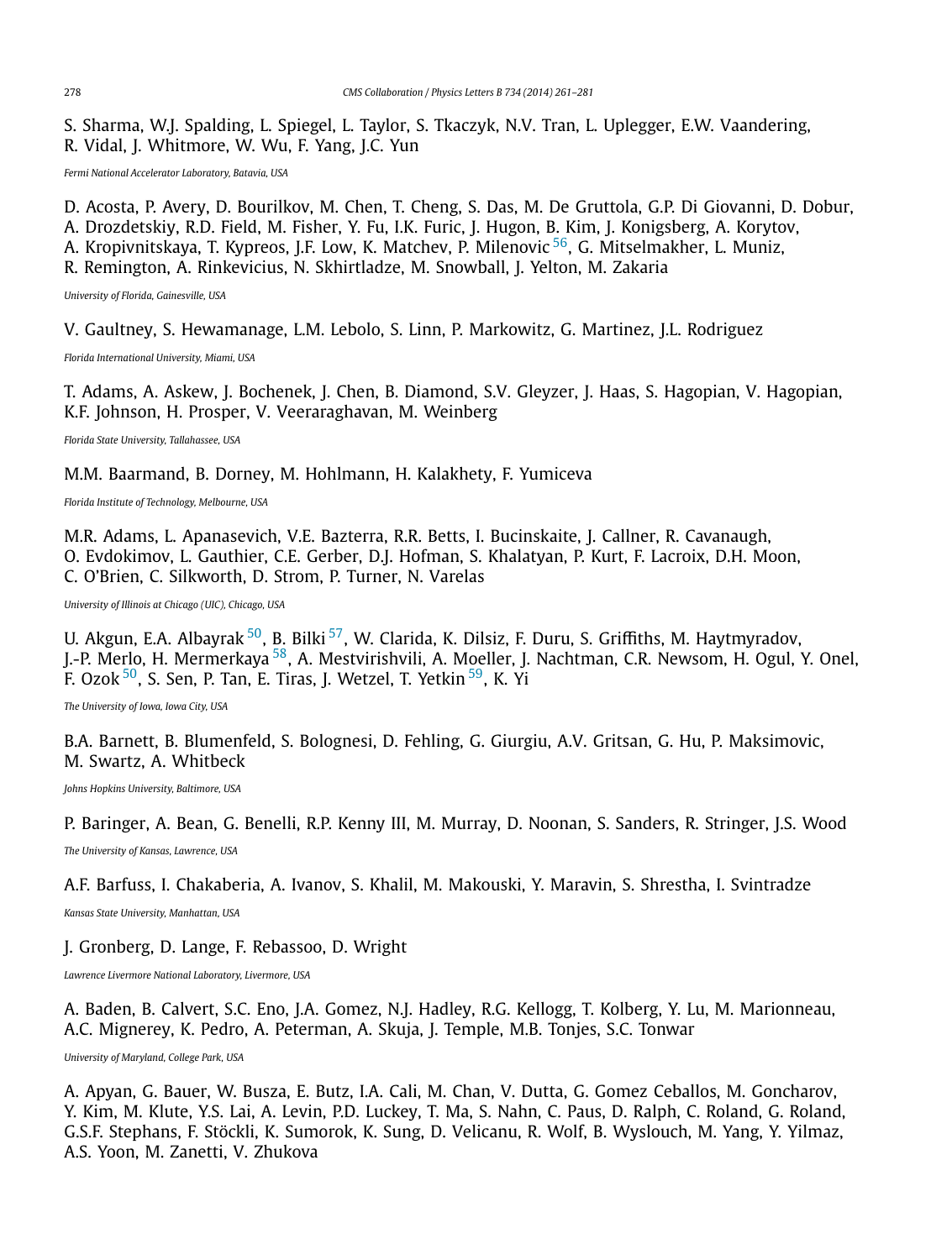S. Sharma, W.J. Spalding, L. Spiegel, L. Taylor, S. Tkaczyk, N.V. Tran, L. Uplegger, E.W. Vaandering, R. Vidal, J. Whitmore, W. Wu, F. Yang, J.C. Yun

*Fermi National Accelerator Laboratory, Batavia, USA*

D. Acosta, P. Avery, D. Bourilkov, M. Chen, T. Cheng, S. Das, M. De Gruttola, G.P. Di Giovanni, D. Dobur, A. Drozdetskiy, R.D. Field, M. Fisher, Y. Fu, I.K. Furic, J. Hugon, B. Kim, J. Konigsberg, A. Korytov, A. Kropivnitskaya, T. Kypreos, J.F. Low, K. Matchev, P. Milenovic [56], G. Mitselmakher, L. Muniz, R. Remington, A. Rinkevicius, N. Skhirtladze, M. Snowball, J. Yelton, M. Zakaria

*University of Florida, Gainesville, USA*

V. Gaultney, S. Hewamanage, L.M. Lebolo, S. Linn, P. Markowitz, G. Martinez, J.L. Rodriguez

*Florida International University, Miami, USA*

T. Adams, A. Askew, J. Bochenek, J. Chen, B. Diamond, S.V. Gleyzer, J. Haas, S. Hagopian, V. Hagopian, K.F. Johnson, H. Prosper, V. Veeraraghavan, M. Weinberg

*Florida State University, Tallahassee, USA*

M.M. Baarmand, B. Dorney, M. Hohlmann, H. Kalakhety, F. Yumiceva

*Florida Institute of Technology, Melbourne, USA*

M.R. Adams, L. Apanasevich, V.E. Bazterra, R.R. Betts, I. Bucinskaite, J. Callner, R. Cavanaugh, O. Evdokimov, L. Gauthier, C.E. Gerber, D.J. Hofman, S. Khalatyan, P. Kurt, F. Lacroix, D.H. Moon, C. O'Brien, C. Silkworth, D. Strom, P. Turner, N. Varelas

*University of Illinois at Chicago (UIC), Chicago, USA*

U. Akgun, E.A. Albayrak [50], B. Bilki [57], W. Clarida, K. Dilsiz, F. Duru, S. Griffiths, M. Haytmyradov, J.-P. Merlo, H. Mermerkaya [58], A. Mestvirishvili, A. Moeller, J. Nachtman, C.R. Newsom, H. Ogul, Y. Onel, F. Ozok [50], S. Sen, P. Tan, E. Tiras, J. Wetzel, T. Yetkin [59], K. Yi

*The University of Iowa, Iowa City, USA*

B.A. Barnett, B. Blumenfeld, S. Bolognesi, D. Fehling, G. Giurgiu, A.V. Gritsan, G. Hu, P. Maksimovic, M. Swartz, A. Whitbeck

*Johns Hopkins University, Baltimore, USA*

P. Baringer, A. Bean, G. Benelli, R.P. Kenny III, M. Murray, D. Noonan, S. Sanders, R. Stringer, J.S. Wood

*The University of Kansas, Lawrence, USA*

A.F. Barfuss, I. Chakaberia, A. Ivanov, S. Khalil, M. Makouski, Y. Maravin, S. Shrestha, I. Svintradze

*Kansas State University, Manhattan, USA*

J. Gronberg, D. Lange, F. Rebassoo, D. Wright

*Lawrence Livermore National Laboratory, Livermore, USA*

A. Baden, B. Calvert, S.C. Eno, J.A. Gomez, N.J. Hadley, R.G. Kellogg, T. Kolberg, Y. Lu, M. Marionneau, A.C. Mignerey, K. Pedro, A. Peterman, A. Skuja, J. Temple, M.B. Tonjes, S.C. Tonwar

*University of Maryland, College Park, USA*

A. Apyan, G. Bauer, W. Busza, E. Butz, I.A. Cali, M. Chan, V. Dutta, G. Gomez Ceballos, M. Goncharov, Y. Kim, M. Klute, Y.S. Lai, A. Levin, P.D. Luckey, T. Ma, S. Nahn, C. Paus, D. Ralph, C. Roland, G. Roland, G.S.F. Stephans, F. Stöckli, K. Sumorok, K. Sung, D. Velicanu, R. Wolf, B. Wyslouch, M. Yang, Y. Yilmaz, A.S. Yoon, M. Zanetti, V. Zhukova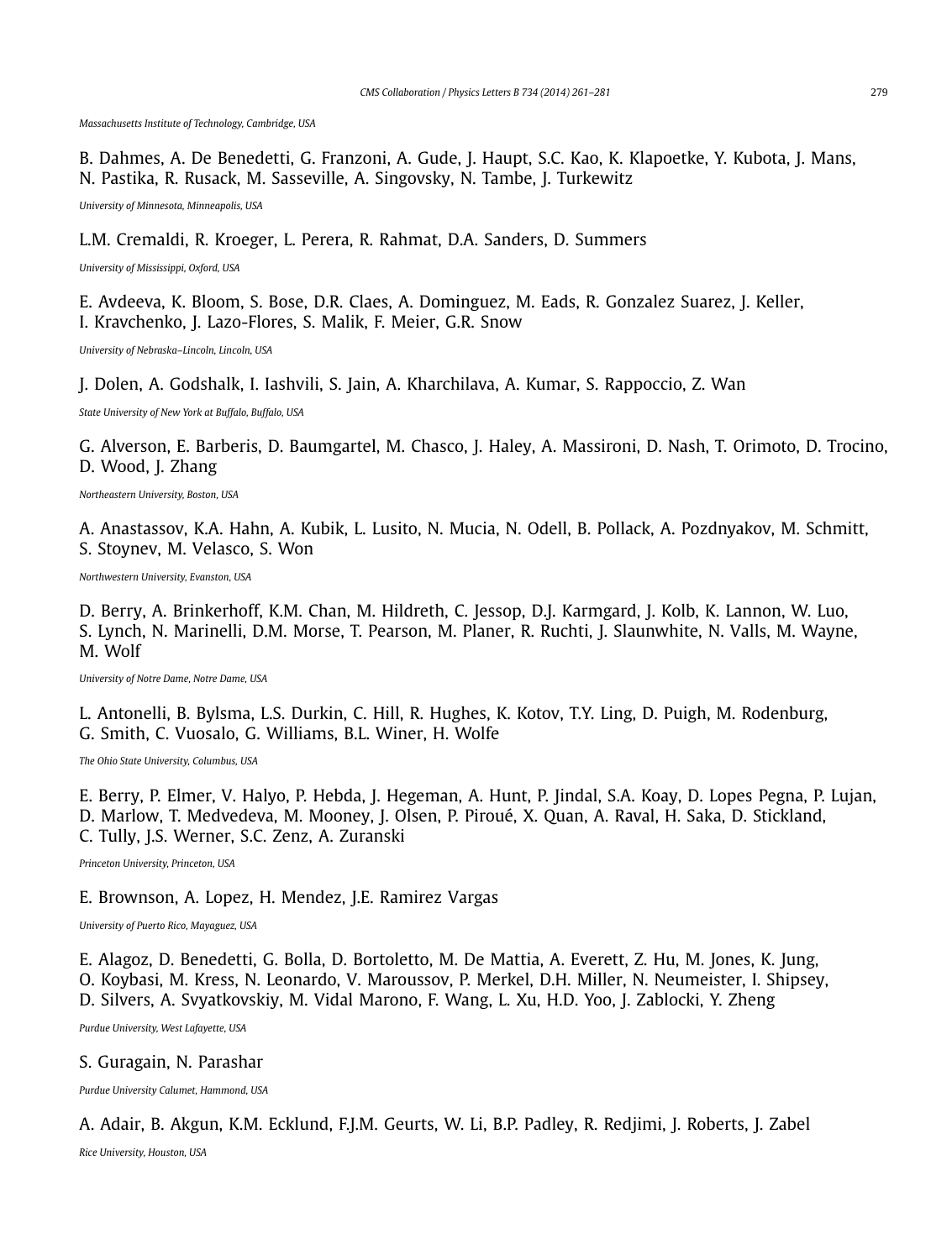*Massachusetts Institute of Technology, Cambridge, USA*

B. Dahmes, A. De Benedetti, G. Franzoni, A. Gude, J. Haupt, S.C. Kao, K. Klapoetke, Y. Kubota, J. Mans, N. Pastika, R. Rusack, M. Sasseville, A. Singovsky, N. Tambe, J. Turkewitz

*University of Minnesota, Minneapolis, USA*

L.M. Cremaldi, R. Kroeger, L. Perera, R. Rahmat, D.A. Sanders, D. Summers

*University of Mississippi, Oxford, USA*

E. Avdeeva, K. Bloom, S. Bose, D.R. Claes, A. Dominguez, M. Eads, R. Gonzalez Suarez, J. Keller, I. Kravchenko, J. Lazo-Flores, S. Malik, F. Meier, G.R. Snow

*University of Nebraska–Lincoln, Lincoln, USA*

J. Dolen, A. Godshalk, I. Iashvili, S. Jain, A. Kharchilava, A. Kumar, S. Rappoccio, Z. Wan

*State University of New York at Buffalo, Buffalo, USA*

G. Alverson, E. Barberis, D. Baumgartel, M. Chasco, J. Haley, A. Massironi, D. Nash, T. Orimoto, D. Trocino, D. Wood, J. Zhang

*Northeastern University, Boston, USA*

A. Anastassov, K.A. Hahn, A. Kubik, L. Lusito, N. Mucia, N. Odell, B. Pollack, A. Pozdnyakov, M. Schmitt, S. Stoynev, M. Velasco, S. Won

*Northwestern University, Evanston, USA*

D. Berry, A. Brinkerhoff, K.M. Chan, M. Hildreth, C. Jessop, D.J. Karmgard, J. Kolb, K. Lannon, W. Luo, S. Lynch, N. Marinelli, D.M. Morse, T. Pearson, M. Planer, R. Ruchti, J. Slaunwhite, N. Valls, M. Wayne, M. Wolf

*University of Notre Dame, Notre Dame, USA*

L. Antonelli, B. Bylsma, L.S. Durkin, C. Hill, R. Hughes, K. Kotov, T.Y. Ling, D. Puigh, M. Rodenburg, G. Smith, C. Vuosalo, G. Williams, B.L. Winer, H. Wolfe

*The Ohio State University, Columbus, USA*

E. Berry, P. Elmer, V. Halyo, P. Hebda, J. Hegeman, A. Hunt, P. Jindal, S.A. Koay, D. Lopes Pegna, P. Lujan, D. Marlow, T. Medvedeva, M. Mooney, J. Olsen, P. Piroué, X. Quan, A. Raval, H. Saka, D. Stickland, C. Tully, J.S. Werner, S.C. Zenz, A. Zuranski

*Princeton University, Princeton, USA*

E. Brownson, A. Lopez, H. Mendez, J.E. Ramirez Vargas

*University of Puerto Rico, Mayaguez, USA*

E. Alagoz, D. Benedetti, G. Bolla, D. Bortoletto, M. De Mattia, A. Everett, Z. Hu, M. Jones, K. Jung, O. Koybasi, M. Kress, N. Leonardo, V. Maroussov, P. Merkel, D.H. Miller, N. Neumeister, I. Shipsey, D. Silvers, A. Svyatkovskiy, M. Vidal Marono, F. Wang, L. Xu, H.D. Yoo, J. Zablocki, Y. Zheng

*Purdue University, West Lafayette, USA*

S. Guragain, N. Parashar

*Purdue University Calumet, Hammond, USA*

A. Adair, B. Akgun, K.M. Ecklund, F.J.M. Geurts, W. Li, B.P. Padley, R. Redjimi, J. Roberts, J. Zabel

*Rice University, Houston, USA*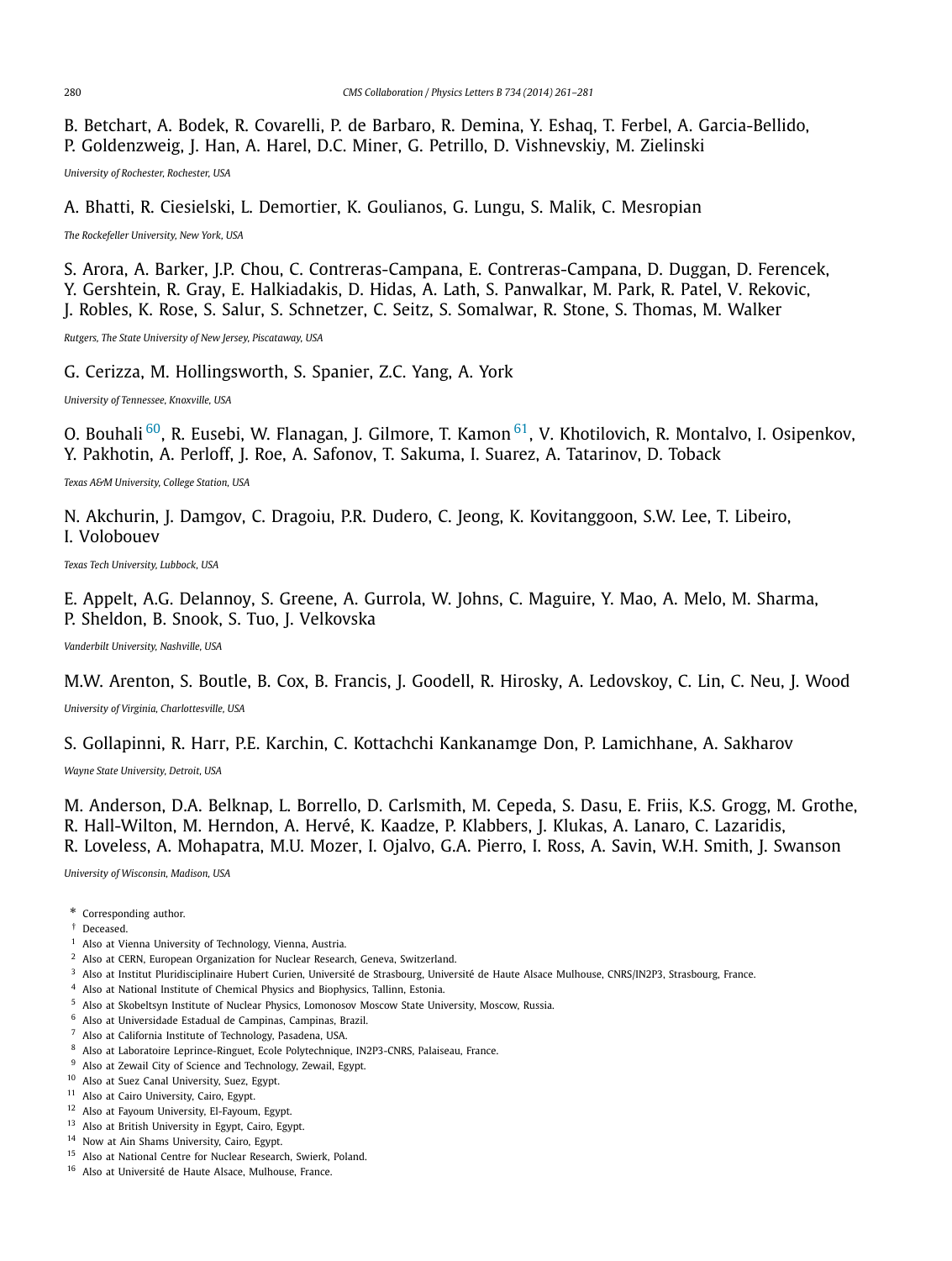B. Betchart, A. Bodek, R. Covarelli, P. de Barbaro, R. Demina, Y. Eshaq, T. Ferbel, A. Garcia-Bellido, P. Goldenzweig, J. Han, A. Harel, D.C. Miner, G. Petrillo, D. Vishnevskiy, M. Zielinski

*University of Rochester, Rochester, USA*

A. Bhatti, R. Ciesielski, L. Demortier, K. Goulianos, G. Lungu, S. Malik, C. Mesropian

*The Rockefeller University, New York, USA*

S. Arora, A. Barker, J.P. Chou, C. Contreras-Campana, E. Contreras-Campana, D. Duggan, D. Ferencek, Y. Gershtein, R. Gray, E. Halkiadakis, D. Hidas, A. Lath, S. Panwalkar, M. Park, R. Patel, V. Rekovic, J. Robles, K. Rose, S. Salur, S. Schnetzer, C. Seitz, S. Somalwar, R. Stone, S. Thomas, M. Walker

*Rutgers, The State University of New Jersey, Piscataway, USA*

G. Cerizza, M. Hollingsworth, S. Spanier, Z.C. Yang, A. York

*University of Tennessee, Knoxville, USA*

O. Bouhali [60], R. Eusebi, W. Flanagan, J. Gilmore, T. Kamon [61], V. Khotilovich, R. Montalvo, I. Osipenkov, Y. Pakhotin, A. Perloff, J. Roe, A. Safonov, T. Sakuma, I. Suarez, A. Tatarinov, D. Toback

*Texas A&M University, College Station, USA*

N. Akchurin, J. Damgov, C. Dragoiu, P.R. Dudero, C. Jeong, K. Kovitanggoon, S.W. Lee, T. Libeiro, I. Volobouev

*Texas Tech University, Lubbock, USA*

E. Appelt, A.G. Delannoy, S. Greene, A. Gurrola, W. Johns, C. Maguire, Y. Mao, A. Melo, M. Sharma, P. Sheldon, B. Snook, S. Tuo, J. Velkovska

*Vanderbilt University, Nashville, USA*

M.W. Arenton, S. Boutle, B. Cox, B. Francis, J. Goodell, R. Hirosky, A. Ledovskoy, C. Lin, C. Neu, J. Wood

*University of Virginia, Charlottesville, USA*

S. Gollapinni, R. Harr, P.E. Karchin, C. Kottachchi Kankanamge Don, P. Lamichhane, A. Sakharov

*Wayne State University, Detroit, USA*

M. Anderson, D.A. Belknap, L. Borrello, D. Carlsmith, M. Cepeda, S. Dasu, E. Friis, K.S. Grogg, M. Grothe, R. Hall-Wilton, M. Herndon, A. Hervé, K. Kaadze, P. Klabbers, J. Klukas, A. Lanaro, C. Lazaridis, R. Loveless, A. Mohapatra, M.U. Mozer, I. Ojalvo, G.A. Pierro, I. Ross, A. Savin, W.H. Smith, J. Swanson

*University of Wisconsin, Madison, USA*

\* Corresponding author.
† Deceased.
[1] Also at Vienna University of Technology, Vienna, Austria.
[2] Also at CERN, European Organization for Nuclear Research, Geneva, Switzerland.
[3] Also at Institut Pluridisciplinaire Hubert Curien, Université de Strasbourg, Université de Haute Alsace Mulhouse, CNRS/IN2P3, Strasbourg, France.
[4] Also at National Institute of Chemical Physics and Biophysics, Tallinn, Estonia.
[5] Also at Skobeltsyn Institute of Nuclear Physics, Lomonosov Moscow State University, Moscow, Russia.
[6] Also at Universidade Estadual de Campinas, Campinas, Brazil.
[7] Also at California Institute of Technology, Pasadena, USA.
[8] Also at Laboratoire Leprince-Ringuet, Ecole Polytechnique, IN2P3-CNRS, Palaiseau, France.
[9] Also at Zewail City of Science and Technology, Zewail, Egypt.
[10] Also at Suez Canal University, Suez, Egypt.
[11] Also at Cairo University, Cairo, Egypt.
[12] Also at Fayoum University, El-Fayoum, Egypt.
[13] Also at British University in Egypt, Cairo, Egypt.
[14] Now at Ain Shams University, Cairo, Egypt.
[15] Also at National Centre for Nuclear Research, Swierk, Poland.
[16] Also at Université de Haute Alsace, Mulhouse, France.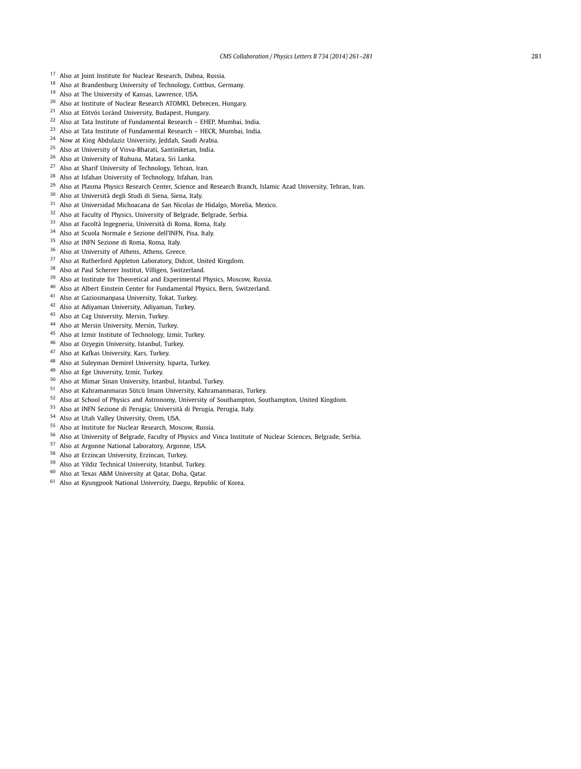[17] Also at Joint Institute for Nuclear Research, Dubna, Russia.
[18] Also at Brandenburg University of Technology, Cottbus, Germany.
[19] Also at The University of Kansas, Lawrence, USA.
[20] Also at Institute of Nuclear Research ATOMKI, Debrecen, Hungary.
[21] Also at Eötvös Loránd University, Budapest, Hungary.
[22] Also at Tata Institute of Fundamental Research – EHEP, Mumbai, India.
[23] Also at Tata Institute of Fundamental Research – HECR, Mumbai, India.
[24] Now at King Abdulaziz University, Jeddah, Saudi Arabia.
[25] Also at University of Visva-Bharati, Santiniketan, India.
[26] Also at University of Ruhuna, Matara, Sri Lanka.
[27] Also at Sharif University of Technology, Tehran, Iran.
[28] Also at Isfahan University of Technology, Isfahan, Iran.
[29] Also at Plasma Physics Research Center, Science and Research Branch, Islamic Azad University, Tehran, Iran.
[30] Also at Università degli Studi di Siena, Siena, Italy.
[31] Also at Universidad Michoacana de San Nicolas de Hidalgo, Morelia, Mexico.
[32] Also at Faculty of Physics, University of Belgrade, Belgrade, Serbia.
[33] Also at Facoltà Ingegneria, Università di Roma, Roma, Italy.
[34] Also at Scuola Normale e Sezione dell'INFN, Pisa, Italy.
[35] Also at INFN Sezione di Roma, Roma, Italy.
[36] Also at University of Athens, Athens, Greece.
[37] Also at Rutherford Appleton Laboratory, Didcot, United Kingdom.
[38] Also at Paul Scherrer Institut, Villigen, Switzerland.
[39] Also at Institute for Theoretical and Experimental Physics, Moscow, Russia.
[40] Also at Albert Einstein Center for Fundamental Physics, Bern, Switzerland.
[41] Also at Gaziosmanpasa University, Tokat, Turkey.
[42] Also at Adiyaman University, Adiyaman, Turkey.
[43] Also at Cag University, Mersin, Turkey.
[44] Also at Mersin University, Mersin, Turkey.
[45] Also at Izmir Institute of Technology, Izmir, Turkey.
[46] Also at Ozyegin University, Istanbul, Turkey.
[47] Also at Kafkas University, Kars, Turkey.
[48] Also at Suleyman Demirel University, Isparta, Turkey.
[49] Also at Ege University, Izmir, Turkey.
[50] Also at Mimar Sinan University, Istanbul, Istanbul, Turkey.
[51] Also at Kahramanmaras Sütcü Imam University, Kahramanmaras, Turkey.
[52] Also at School of Physics and Astronomy, University of Southampton, Southampton, United Kingdom.
[53] Also at INFN Sezione di Perugia; Università di Perugia, Perugia, Italy.
[54] Also at Utah Valley University, Orem, USA.
[55] Also at Institute for Nuclear Research, Moscow, Russia.
[56] Also at University of Belgrade, Faculty of Physics and Vinca Institute of Nuclear Sciences, Belgrade, Serbia.
[57] Also at Argonne National Laboratory, Argonne, USA.
[58] Also at Erzincan University, Erzincan, Turkey.
[59] Also at Yildiz Technical University, Istanbul, Turkey.
[60] Also at Texas A&M University at Qatar, Doha, Qatar.
[61] Also at Kyungpook National University, Daegu, Republic of Korea.